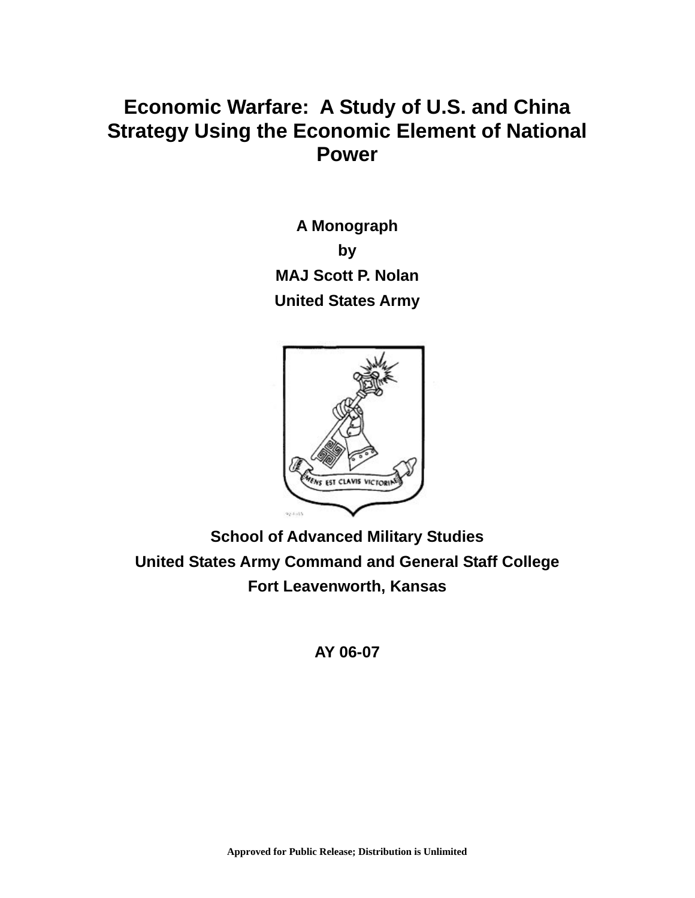# Economic Warfare: A Study of U.S. and China Strategy Using the Economic Element of National Power

**A Monograph**

**by**

**MAJ Scott P. Nolan**

**United States Army**

**School of Advanced Military Studies**

**United States Army Command and General Staff College**

**Fort Leavenworth, Kansas**

**AY 06-07**

**Approved for Public Release; Distribution is Unlimited**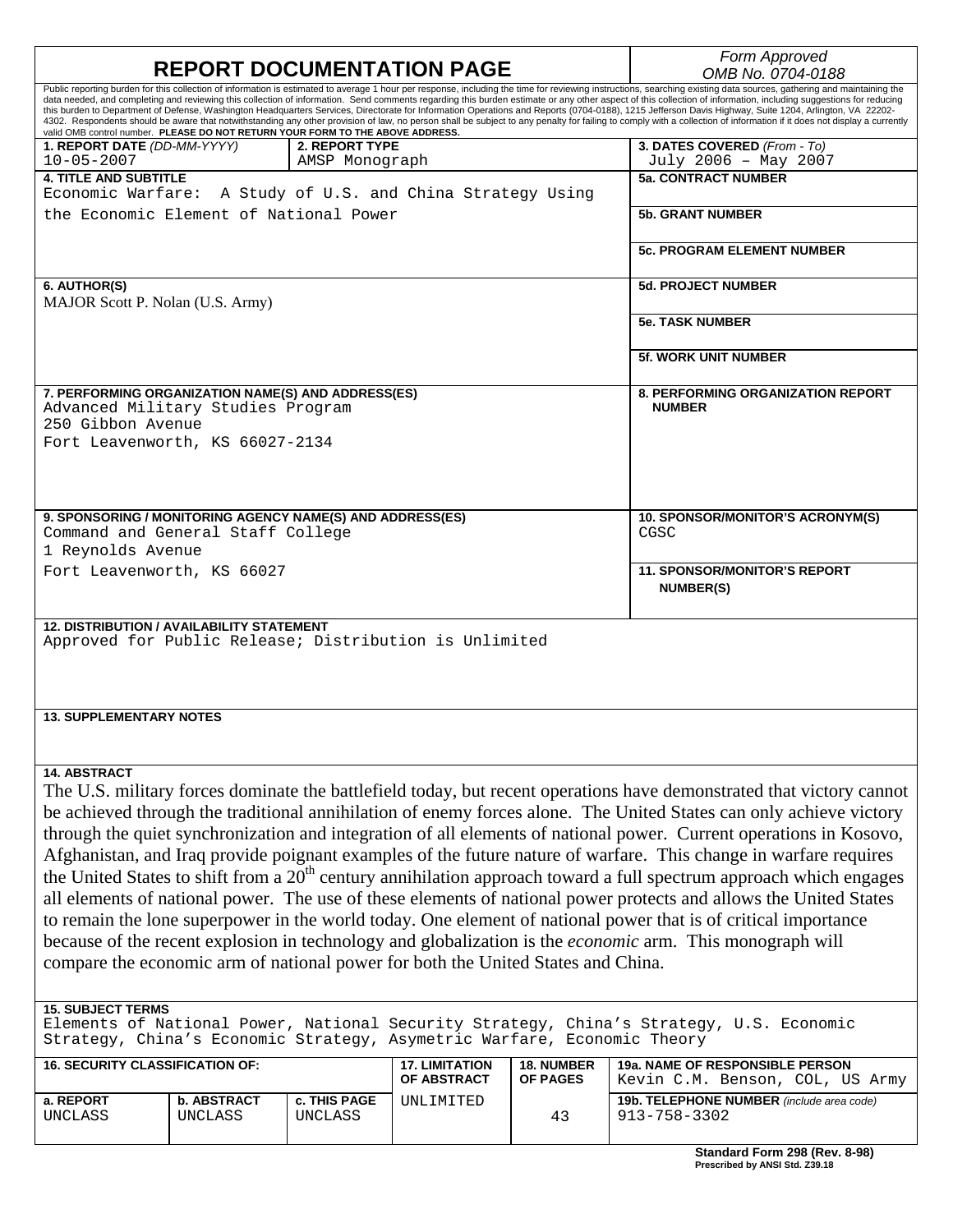# REPORT DOCUMENTATION PAGE

*Form Approved*
*OMB No. 0704-0188*

Public reporting burden for this collection of information is estimated to average 1 hour per response, including the time for reviewing instructions, searching existing data sources, gathering and maintaining the data needed, and completing and reviewing this collection of information. Send comments regarding this burden estimate or any other aspect of this collection of information, including suggestions for reducing this burden to Department of Defense, Washington Headquarters Services, Directorate for Information Operations and Reports (0704-0188), 1215 Jefferson Davis Highway, Suite 1204, Arlington, VA 22202-4302. Respondents should be aware that notwithstanding any other provision of law, no person shall be subject to any penalty for failing to comply with a collection of information if it does not display a currently valid OMB control number. **PLEASE DO NOT RETURN YOUR FORM TO THE ABOVE ADDRESS.**

**1. REPORT DATE** *(DD-MM-YYYY)*: 10-05-2007

**2. REPORT TYPE**: AMSP Monograph

**3. DATES COVERED** *(From - To)*: July 2006 – May 2007

**4. TITLE AND SUBTITLE**: Economic Warfare: A Study of U.S. and China Strategy Using the Economic Element of National Power

**5a. CONTRACT NUMBER**

**5b. GRANT NUMBER**

**5c. PROGRAM ELEMENT NUMBER**

**6. AUTHOR(S)**: MAJOR Scott P. Nolan (U.S. Army)

**5d. PROJECT NUMBER**

**5e. TASK NUMBER**

**5f. WORK UNIT NUMBER**

**7. PERFORMING ORGANIZATION NAME(S) AND ADDRESS(ES)**
Advanced Military Studies Program
250 Gibbon Avenue
Fort Leavenworth, KS 66027-2134

**8. PERFORMING ORGANIZATION REPORT NUMBER**

**9. SPONSORING / MONITORING AGENCY NAME(S) AND ADDRESS(ES)**
Command and General Staff College
1 Reynolds Avenue
Fort Leavenworth, KS 66027

**10. SPONSOR/MONITOR'S ACRONYM(S)**: CGSC

**11. SPONSOR/MONITOR'S REPORT NUMBER(S)**

**12. DISTRIBUTION / AVAILABILITY STATEMENT**
Approved for Public Release; Distribution is Unlimited

**13. SUPPLEMENTARY NOTES**

**14. ABSTRACT**
The U.S. military forces dominate the battlefield today, but recent operations have demonstrated that victory cannot be achieved through the traditional annihilation of enemy forces alone. The United States can only achieve victory through the quiet synchronization and integration of all elements of national power. Current operations in Kosovo, Afghanistan, and Iraq provide poignant examples of the future nature of warfare. This change in warfare requires the United States to shift from a 20th century annihilation approach toward a full spectrum approach which engages all elements of national power. The use of these elements of national power protects and allows the United States to remain the lone superpower in the world today. One element of national power that is of critical importance because of the recent explosion in technology and globalization is the *economic* arm. This monograph will compare the economic arm of national power for both the United States and China.

**15. SUBJECT TERMS**
Elements of National Power, National Security Strategy, China's Strategy, U.S. Economic Strategy, China's Economic Strategy, Asymetric Warfare, Economic Theory

| 16. SECURITY CLASSIFICATION OF: | | | 17. LIMITATION OF ABSTRACT | 18. NUMBER OF PAGES | 19a. NAME OF RESPONSIBLE PERSON |
|---|---|---|---|---|---|
| a. REPORT | b. ABSTRACT | c. THIS PAGE | | | Kevin C.M. Benson, COL, US Army |
| UNCLASS | UNCLASS | UNCLASS | UNLIMITED | 43 | 19b. TELEPHONE NUMBER *(include area code)* 913-758-3302 |

**Standard Form 298 (Rev. 8-98)**
**Prescribed by ANSI Std. Z39.18**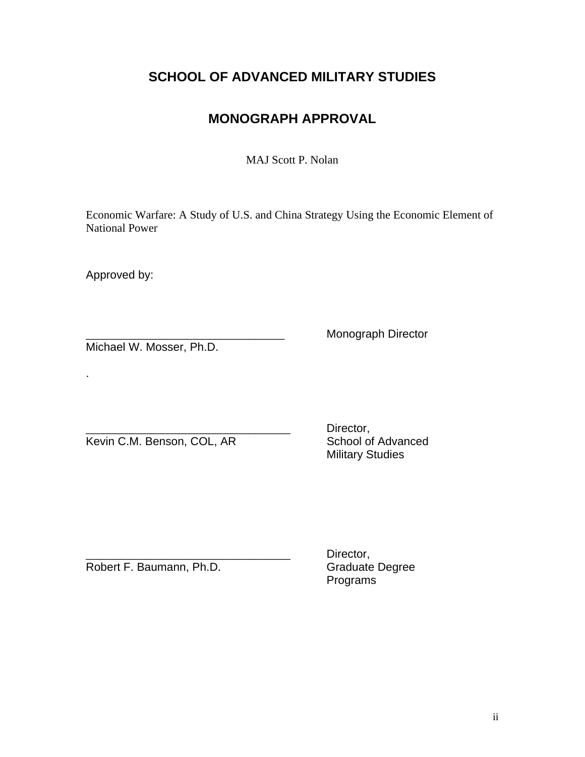## SCHOOL OF ADVANCED MILITARY STUDIES

## MONOGRAPH APPROVAL

MAJ Scott P. Nolan

Economic Warfare: A Study of U.S. and China Strategy Using the Economic Element of National Power

Approved by:

_______________________________ Monograph Director
Michael W. Mosser, Ph.D.

.

_______________________________ Director, School of Advanced Military Studies
Kevin C.M. Benson, COL, AR

_______________________________ Director, Graduate Degree Programs
Robert F. Baumann, Ph.D.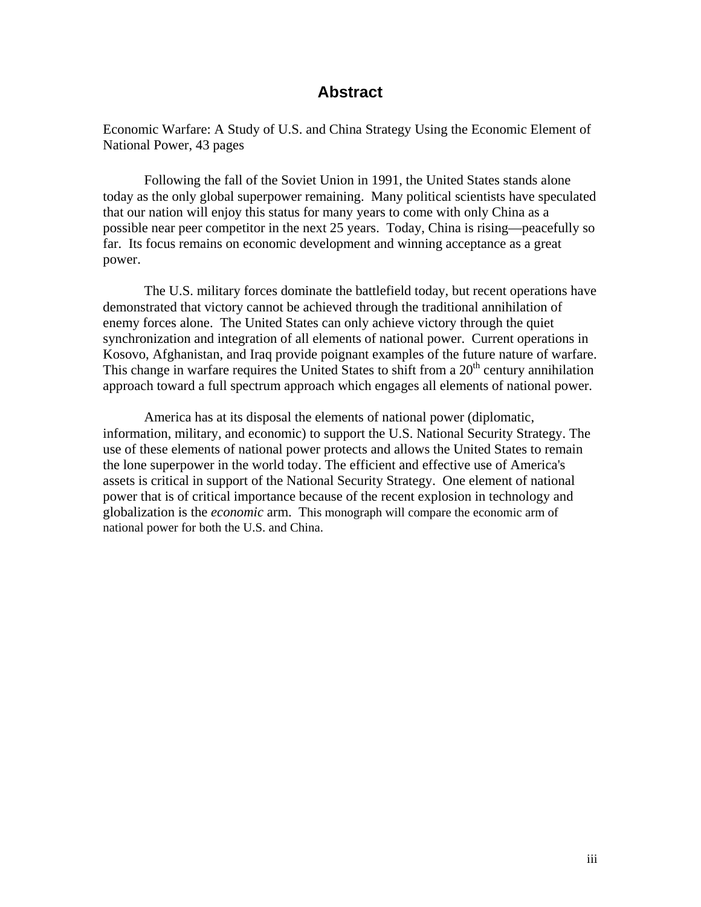# Abstract

Economic Warfare: A Study of U.S. and China Strategy Using the Economic Element of National Power, 43 pages

Following the fall of the Soviet Union in 1991, the United States stands alone today as the only global superpower remaining. Many political scientists have speculated that our nation will enjoy this status for many years to come with only China as a possible near peer competitor in the next 25 years. Today, China is rising—peacefully so far. Its focus remains on economic development and winning acceptance as a great power.

The U.S. military forces dominate the battlefield today, but recent operations have demonstrated that victory cannot be achieved through the traditional annihilation of enemy forces alone. The United States can only achieve victory through the quiet synchronization and integration of all elements of national power. Current operations in Kosovo, Afghanistan, and Iraq provide poignant examples of the future nature of warfare. This change in warfare requires the United States to shift from a 20th century annihilation approach toward a full spectrum approach which engages all elements of national power.

America has at its disposal the elements of national power (diplomatic, information, military, and economic) to support the U.S. National Security Strategy. The use of these elements of national power protects and allows the United States to remain the lone superpower in the world today. The efficient and effective use of America's assets is critical in support of the National Security Strategy. One element of national power that is of critical importance because of the recent explosion in technology and globalization is the *economic* arm. This monograph will compare the economic arm of national power for both the U.S. and China.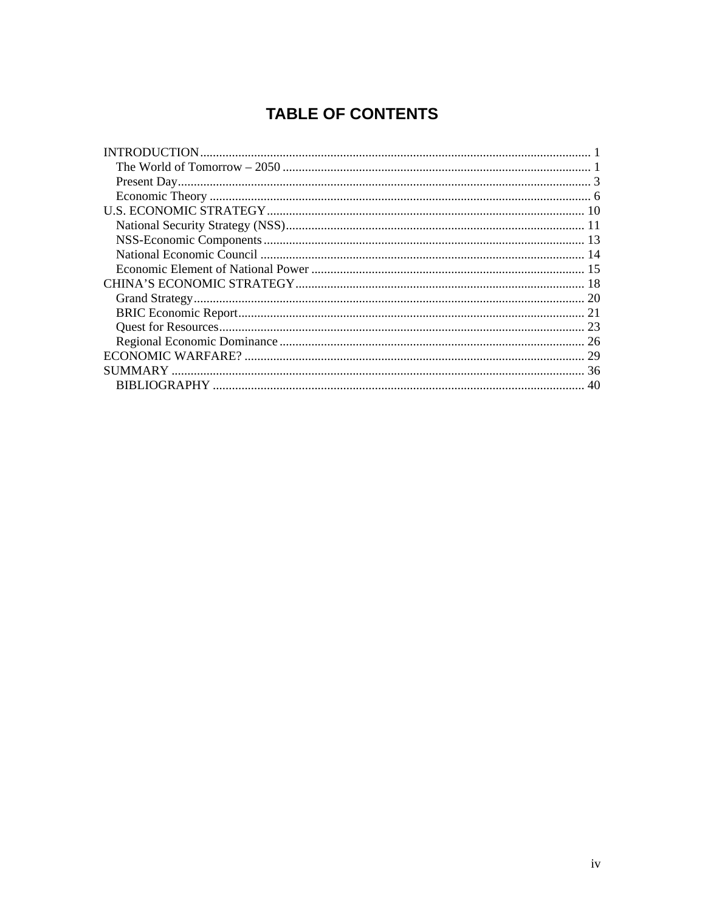# TABLE OF CONTENTS

INTRODUCTION ........................................................................................................ 1
- The World of Tomorrow – 2050 ........................................................................ 1
- Present Day ........................................................................................................ 3
- Economic Theory ................................................................................................ 6

U.S. ECONOMIC STRATEGY ................................................................................ 10
- National Security Strategy (NSS) ...................................................................... 11
- NSS-Economic Components ............................................................................. 13
- National Economic Council .............................................................................. 14
- Economic Element of National Power .............................................................. 15

CHINA'S ECONOMIC STRATEGY ........................................................................ 18
- Grand Strategy ................................................................................................... 20
- BRIC Economic Report ..................................................................................... 21
- Quest for Resources ........................................................................................... 23
- Regional Economic Dominance ........................................................................ 26

ECONOMIC WARFARE? ....................................................................................... 29

SUMMARY .............................................................................................................. 36
- BIBLIOGRAPHY ............................................................................................... 40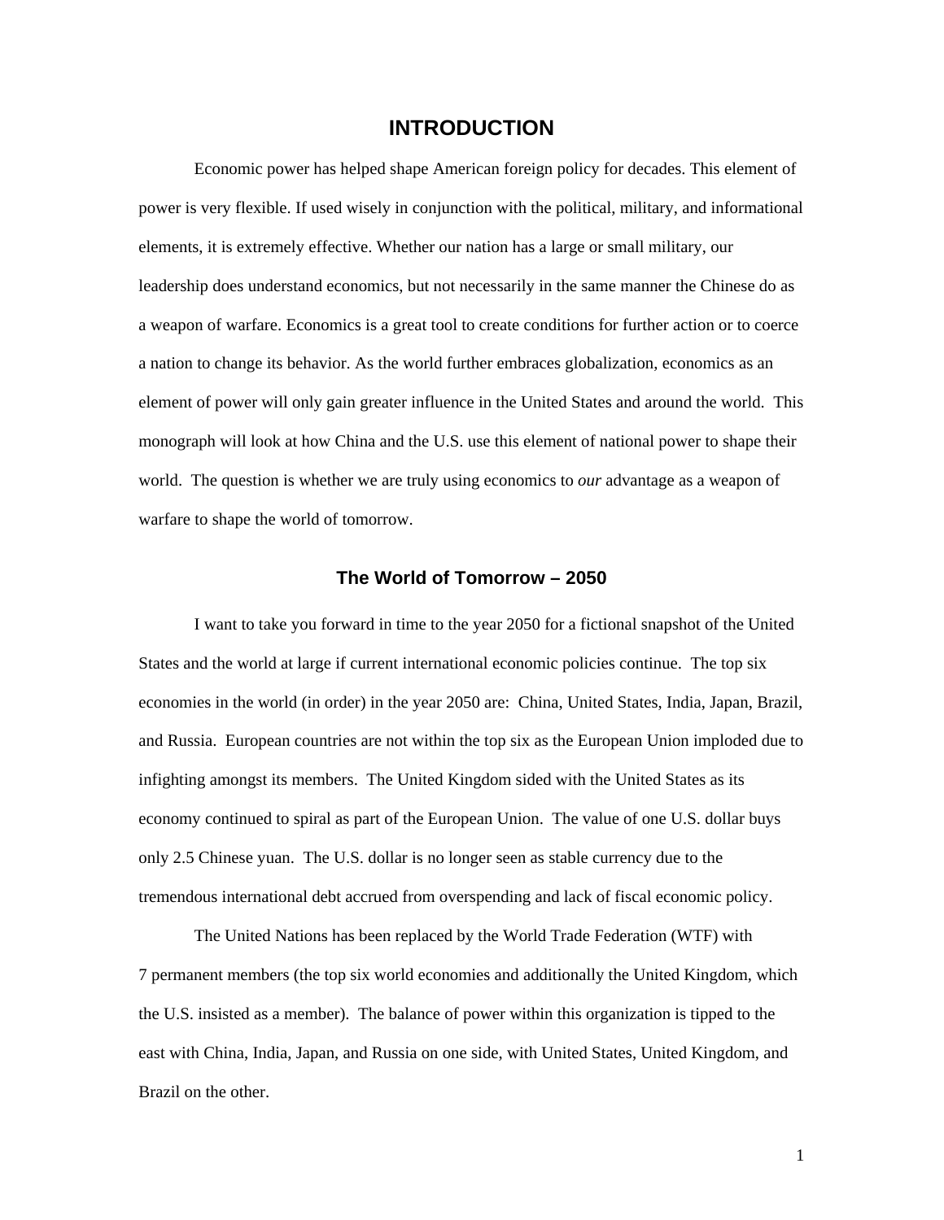# INTRODUCTION

Economic power has helped shape American foreign policy for decades. This element of power is very flexible. If used wisely in conjunction with the political, military, and informational elements, it is extremely effective. Whether our nation has a large or small military, our leadership does understand economics, but not necessarily in the same manner the Chinese do as a weapon of warfare. Economics is a great tool to create conditions for further action or to coerce a nation to change its behavior. As the world further embraces globalization, economics as an element of power will only gain greater influence in the United States and around the world. This monograph will look at how China and the U.S. use this element of national power to shape their world. The question is whether we are truly using economics to *our* advantage as a weapon of warfare to shape the world of tomorrow.

## The World of Tomorrow – 2050

I want to take you forward in time to the year 2050 for a fictional snapshot of the United States and the world at large if current international economic policies continue. The top six economies in the world (in order) in the year 2050 are: China, United States, India, Japan, Brazil, and Russia. European countries are not within the top six as the European Union imploded due to infighting amongst its members. The United Kingdom sided with the United States as its economy continued to spiral as part of the European Union. The value of one U.S. dollar buys only 2.5 Chinese yuan. The U.S. dollar is no longer seen as stable currency due to the tremendous international debt accrued from overspending and lack of fiscal economic policy.

The United Nations has been replaced by the World Trade Federation (WTF) with 7 permanent members (the top six world economies and additionally the United Kingdom, which the U.S. insisted as a member). The balance of power within this organization is tipped to the east with China, India, Japan, and Russia on one side, with United States, United Kingdom, and Brazil on the other.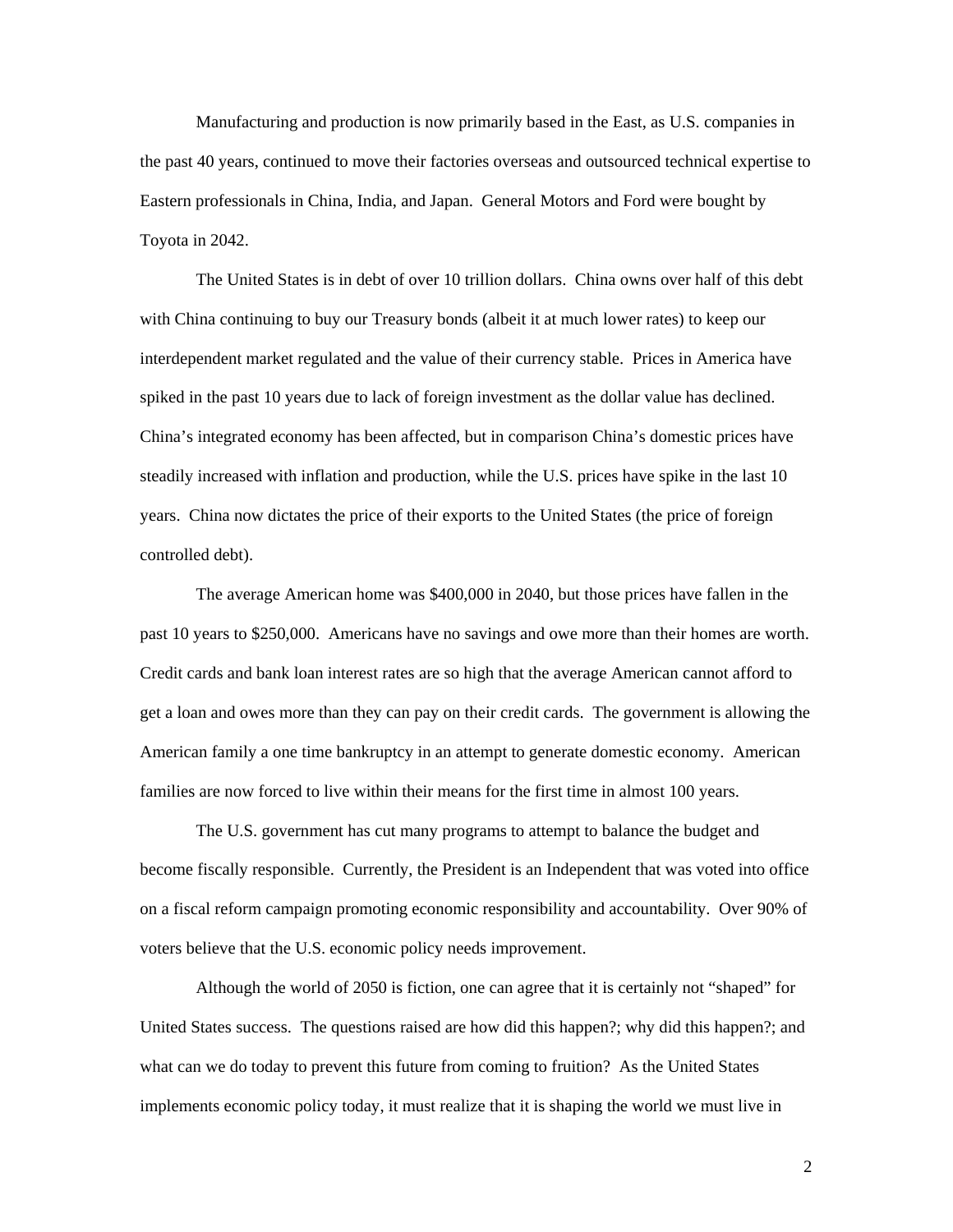Manufacturing and production is now primarily based in the East, as U.S. companies in the past 40 years, continued to move their factories overseas and outsourced technical expertise to Eastern professionals in China, India, and Japan. General Motors and Ford were bought by Toyota in 2042.

The United States is in debt of over 10 trillion dollars. China owns over half of this debt with China continuing to buy our Treasury bonds (albeit it at much lower rates) to keep our interdependent market regulated and the value of their currency stable. Prices in America have spiked in the past 10 years due to lack of foreign investment as the dollar value has declined. China's integrated economy has been affected, but in comparison China's domestic prices have steadily increased with inflation and production, while the U.S. prices have spike in the last 10 years. China now dictates the price of their exports to the United States (the price of foreign controlled debt).

The average American home was $400,000 in 2040, but those prices have fallen in the past 10 years to $250,000. Americans have no savings and owe more than their homes are worth. Credit cards and bank loan interest rates are so high that the average American cannot afford to get a loan and owes more than they can pay on their credit cards. The government is allowing the American family a one time bankruptcy in an attempt to generate domestic economy. American families are now forced to live within their means for the first time in almost 100 years.

The U.S. government has cut many programs to attempt to balance the budget and become fiscally responsible. Currently, the President is an Independent that was voted into office on a fiscal reform campaign promoting economic responsibility and accountability. Over 90% of voters believe that the U.S. economic policy needs improvement.

Although the world of 2050 is fiction, one can agree that it is certainly not "shaped" for United States success. The questions raised are how did this happen?; why did this happen?; and what can we do today to prevent this future from coming to fruition? As the United States implements economic policy today, it must realize that it is shaping the world we must live in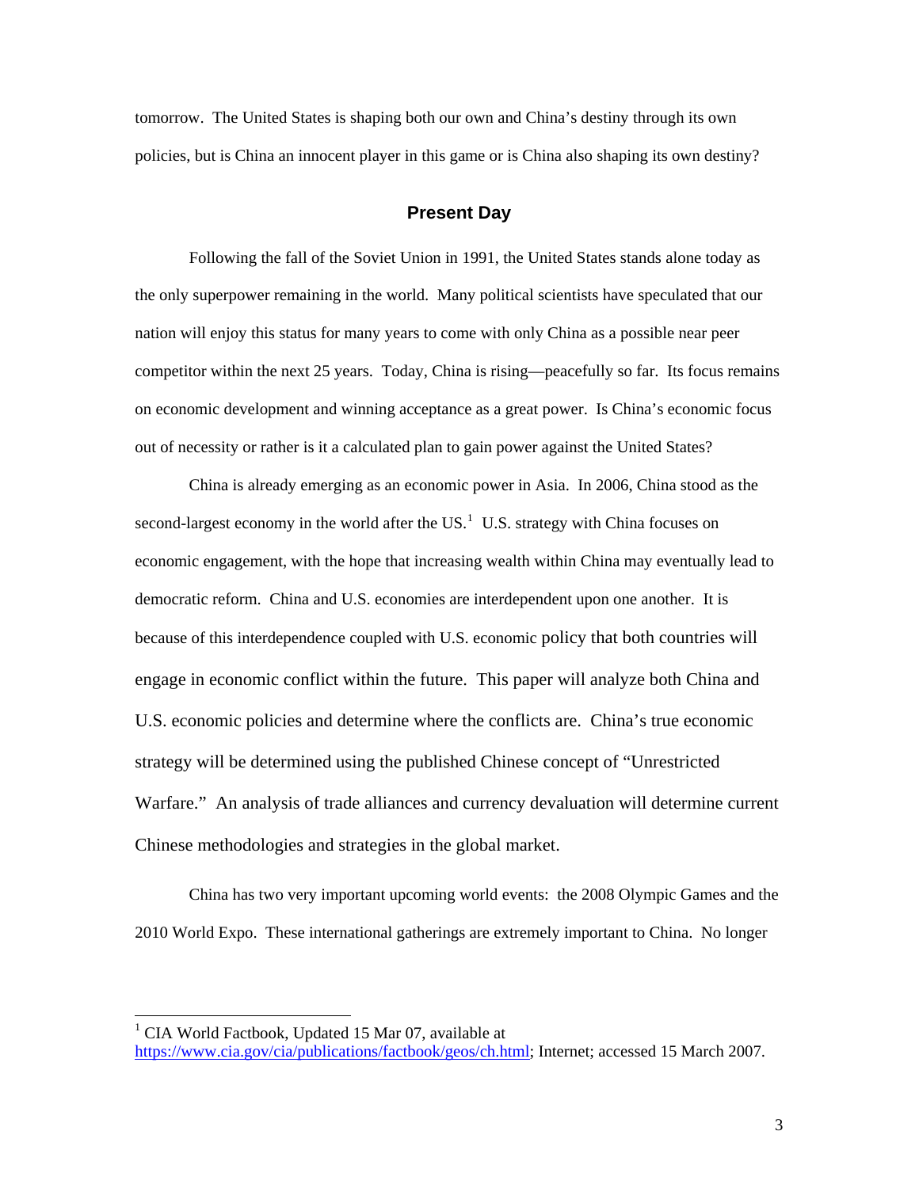tomorrow. The United States is shaping both our own and China's destiny through its own policies, but is China an innocent player in this game or is China also shaping its own destiny?

## Present Day

Following the fall of the Soviet Union in 1991, the United States stands alone today as the only superpower remaining in the world. Many political scientists have speculated that our nation will enjoy this status for many years to come with only China as a possible near peer competitor within the next 25 years. Today, China is rising—peacefully so far. Its focus remains on economic development and winning acceptance as a great power. Is China's economic focus out of necessity or rather is it a calculated plan to gain power against the United States?

China is already emerging as an economic power in Asia. In 2006, China stood as the second-largest economy in the world after the US.[1] U.S. strategy with China focuses on economic engagement, with the hope that increasing wealth within China may eventually lead to democratic reform. China and U.S. economies are interdependent upon one another. It is because of this interdependence coupled with U.S. economic policy that both countries will engage in economic conflict within the future. This paper will analyze both China and U.S. economic policies and determine where the conflicts are. China's true economic strategy will be determined using the published Chinese concept of "Unrestricted Warfare." An analysis of trade alliances and currency devaluation will determine current Chinese methodologies and strategies in the global market.

China has two very important upcoming world events: the 2008 Olympic Games and the 2010 World Expo. These international gatherings are extremely important to China. No longer

---

[1] CIA World Factbook, Updated 15 Mar 07, available at https://www.cia.gov/cia/publications/factbook/geos/ch.html; Internet; accessed 15 March 2007.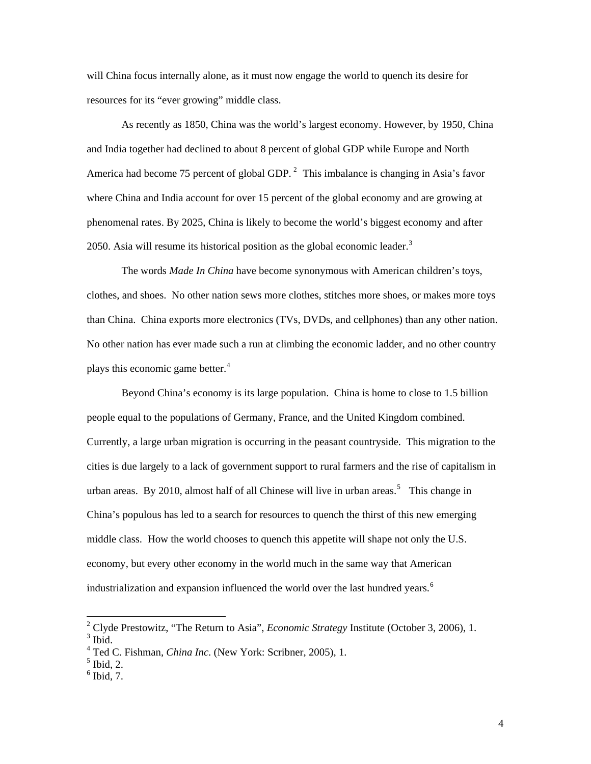will China focus internally alone, as it must now engage the world to quench its desire for resources for its "ever growing" middle class.

As recently as 1850, China was the world's largest economy. However, by 1950, China and India together had declined to about 8 percent of global GDP while Europe and North America had become 75 percent of global GDP.[2] This imbalance is changing in Asia's favor where China and India account for over 15 percent of the global economy and are growing at phenomenal rates. By 2025, China is likely to become the world's biggest economy and after 2050. Asia will resume its historical position as the global economic leader.[3]

The words *Made In China* have become synonymous with American children's toys, clothes, and shoes. No other nation sews more clothes, stitches more shoes, or makes more toys than China. China exports more electronics (TVs, DVDs, and cellphones) than any other nation. No other nation has ever made such a run at climbing the economic ladder, and no other country plays this economic game better.[4]

Beyond China's economy is its large population. China is home to close to 1.5 billion people equal to the populations of Germany, France, and the United Kingdom combined. Currently, a large urban migration is occurring in the peasant countryside. This migration to the cities is due largely to a lack of government support to rural farmers and the rise of capitalism in urban areas. By 2010, almost half of all Chinese will live in urban areas.[5] This change in China's populous has led to a search for resources to quench the thirst of this new emerging middle class. How the world chooses to quench this appetite will shape not only the U.S. economy, but every other economy in the world much in the same way that American industrialization and expansion influenced the world over the last hundred years.[6]

---

[2] Clyde Prestowitz, "The Return to Asia", *Economic Strategy* Institute (October 3, 2006), 1.
[3] Ibid.
[4] Ted C. Fishman, *China Inc.* (New York: Scribner, 2005), 1.
[5] Ibid, 2.
[6] Ibid, 7.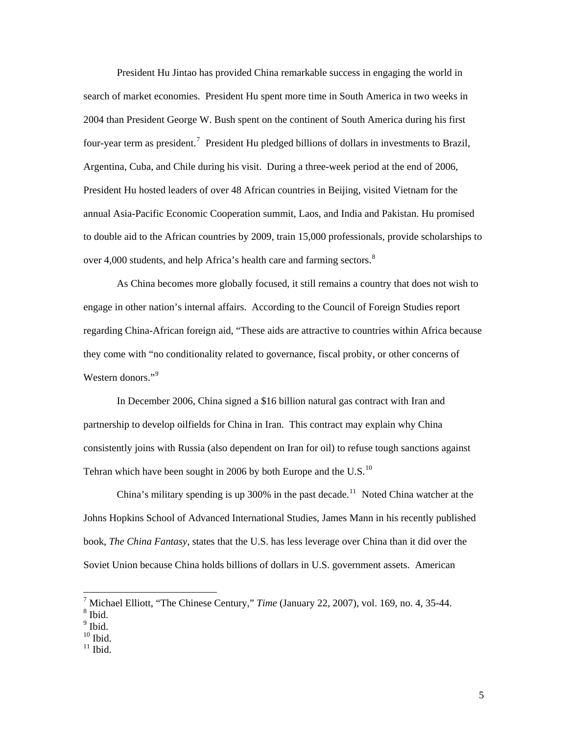President Hu Jintao has provided China remarkable success in engaging the world in search of market economies. President Hu spent more time in South America in two weeks in 2004 than President George W. Bush spent on the continent of South America during his first four-year term as president.[7] President Hu pledged billions of dollars in investments to Brazil, Argentina, Cuba, and Chile during his visit. During a three-week period at the end of 2006, President Hu hosted leaders of over 48 African countries in Beijing, visited Vietnam for the annual Asia-Pacific Economic Cooperation summit, Laos, and India and Pakistan. Hu promised to double aid to the African countries by 2009, train 15,000 professionals, provide scholarships to over 4,000 students, and help Africa's health care and farming sectors.[8]

As China becomes more globally focused, it still remains a country that does not wish to engage in other nation's internal affairs. According to the Council of Foreign Studies report regarding China-African foreign aid, "These aids are attractive to countries within Africa because they come with "no conditionality related to governance, fiscal probity, or other concerns of Western donors."[9]

In December 2006, China signed a $16 billion natural gas contract with Iran and partnership to develop oilfields for China in Iran. This contract may explain why China consistently joins with Russia (also dependent on Iran for oil) to refuse tough sanctions against Tehran which have been sought in 2006 by both Europe and the U.S.[10]

China's military spending is up 300% in the past decade.[11] Noted China watcher at the Johns Hopkins School of Advanced International Studies, James Mann in his recently published book, *The China Fantasy*, states that the U.S. has less leverage over China than it did over the Soviet Union because China holds billions of dollars in U.S. government assets. American

---

[7] Michael Elliott, "The Chinese Century," *Time* (January 22, 2007), vol. 169, no. 4, 35-44.
[8] Ibid.
[9] Ibid.
[10] Ibid.
[11] Ibid.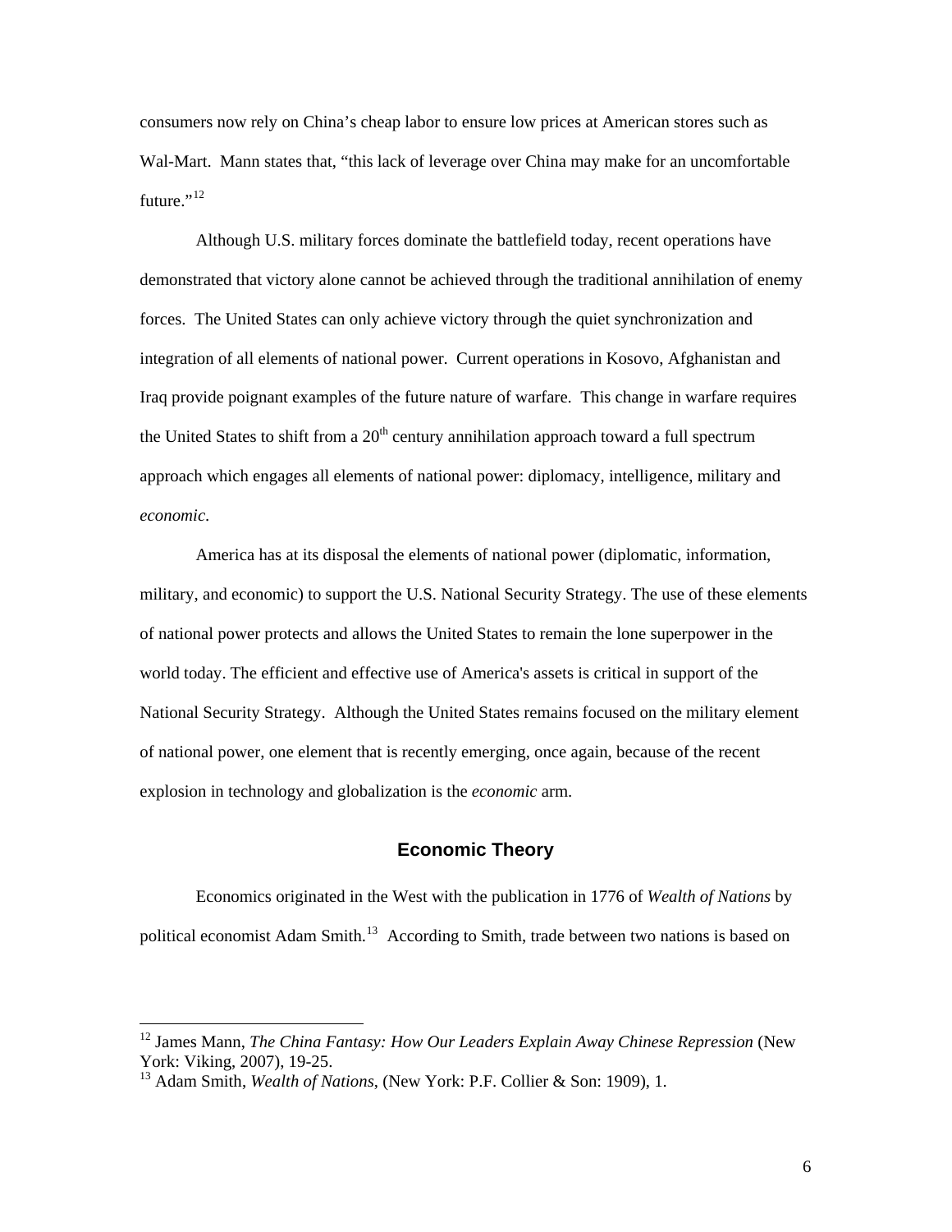consumers now rely on China's cheap labor to ensure low prices at American stores such as Wal-Mart. Mann states that, "this lack of leverage over China may make for an uncomfortable future."[12]

Although U.S. military forces dominate the battlefield today, recent operations have demonstrated that victory alone cannot be achieved through the traditional annihilation of enemy forces. The United States can only achieve victory through the quiet synchronization and integration of all elements of national power. Current operations in Kosovo, Afghanistan and Iraq provide poignant examples of the future nature of warfare. This change in warfare requires the United States to shift from a 20th century annihilation approach toward a full spectrum approach which engages all elements of national power: diplomacy, intelligence, military and *economic*.

America has at its disposal the elements of national power (diplomatic, information, military, and economic) to support the U.S. National Security Strategy. The use of these elements of national power protects and allows the United States to remain the lone superpower in the world today. The efficient and effective use of America's assets is critical in support of the National Security Strategy. Although the United States remains focused on the military element of national power, one element that is recently emerging, once again, because of the recent explosion in technology and globalization is the *economic* arm.

## Economic Theory

Economics originated in the West with the publication in 1776 of *Wealth of Nations* by political economist Adam Smith.[13] According to Smith, trade between two nations is based on

---

[12] James Mann, *The China Fantasy: How Our Leaders Explain Away Chinese Repression* (New York: Viking, 2007), 19-25.

[13] Adam Smith, *Wealth of Nations*, (New York: P.F. Collier & Son: 1909), 1.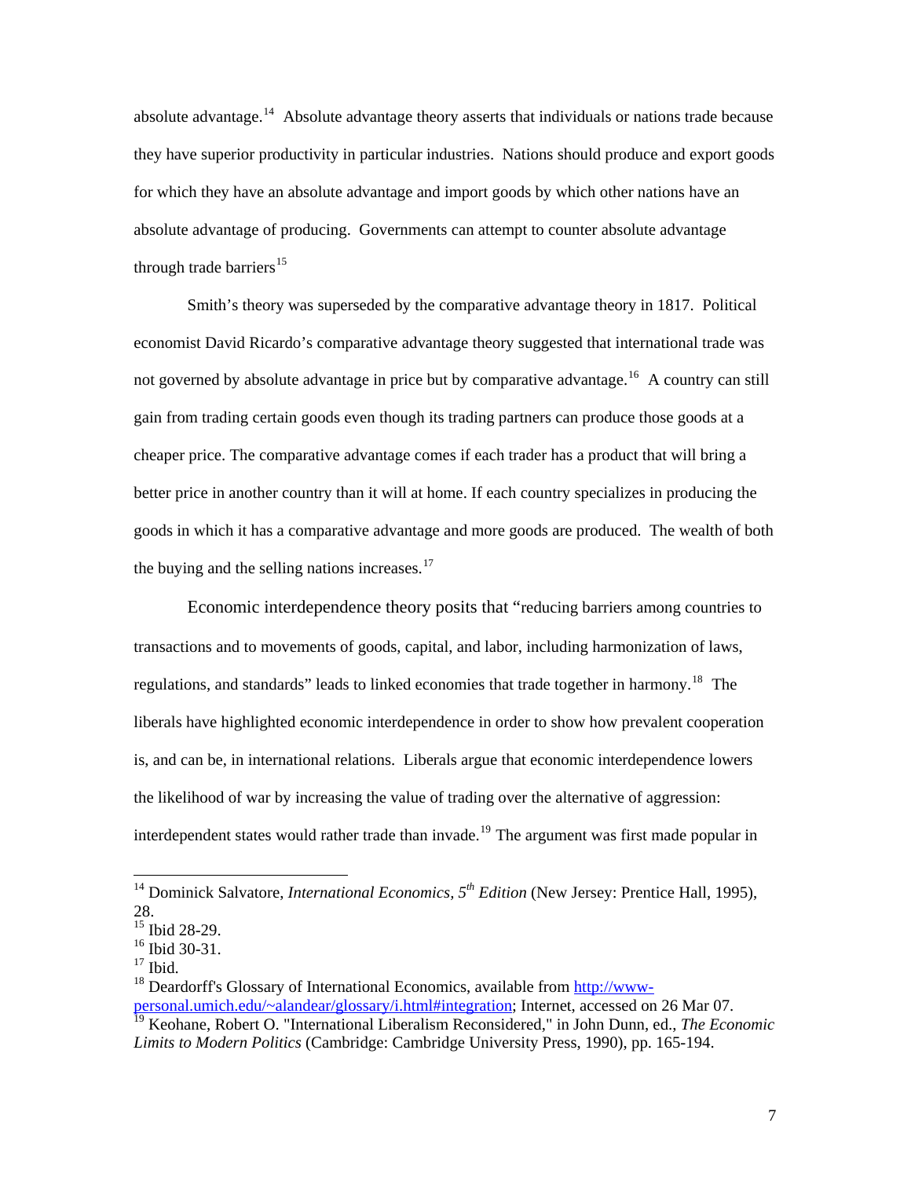absolute advantage.[14] Absolute advantage theory asserts that individuals or nations trade because they have superior productivity in particular industries. Nations should produce and export goods for which they have an absolute advantage and import goods by which other nations have an absolute advantage of producing. Governments can attempt to counter absolute advantage through trade barriers[15]

Smith's theory was superseded by the comparative advantage theory in 1817. Political economist David Ricardo's comparative advantage theory suggested that international trade was not governed by absolute advantage in price but by comparative advantage.[16] A country can still gain from trading certain goods even though its trading partners can produce those goods at a cheaper price. The comparative advantage comes if each trader has a product that will bring a better price in another country than it will at home. If each country specializes in producing the goods in which it has a comparative advantage and more goods are produced. The wealth of both the buying and the selling nations increases.[17]

Economic interdependence theory posits that "reducing barriers among countries to transactions and to movements of goods, capital, and labor, including harmonization of laws, regulations, and standards" leads to linked economies that trade together in harmony.[18] The liberals have highlighted economic interdependence in order to show how prevalent cooperation is, and can be, in international relations. Liberals argue that economic interdependence lowers the likelihood of war by increasing the value of trading over the alternative of aggression: interdependent states would rather trade than invade.[19] The argument was first made popular in

---

[14] Dominick Salvatore, *International Economics, 5th Edition* (New Jersey: Prentice Hall, 1995), 28.

[15] Ibid 28-29.

[16] Ibid 30-31.

[17] Ibid.

[18] Deardorff's Glossary of International Economics, available from http://www-personal.umich.edu/~alandear/glossary/i.html#integration; Internet, accessed on 26 Mar 07.

[19] Keohane, Robert O. "International Liberalism Reconsidered," in John Dunn, ed., *The Economic Limits to Modern Politics* (Cambridge: Cambridge University Press, 1990), pp. 165-194.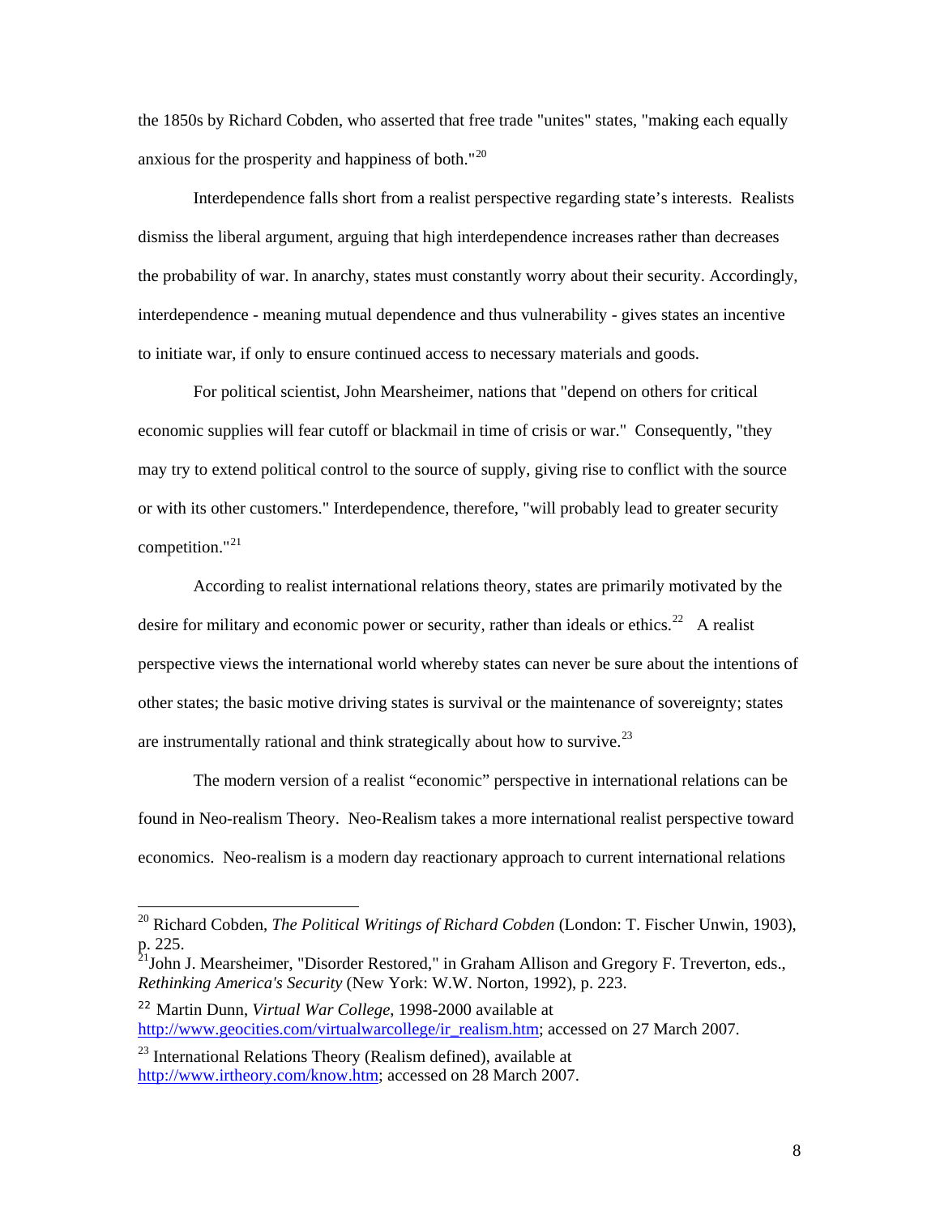the 1850s by Richard Cobden, who asserted that free trade "unites" states, "making each equally anxious for the prosperity and happiness of both."[20]

Interdependence falls short from a realist perspective regarding state's interests. Realists dismiss the liberal argument, arguing that high interdependence increases rather than decreases the probability of war. In anarchy, states must constantly worry about their security. Accordingly, interdependence - meaning mutual dependence and thus vulnerability - gives states an incentive to initiate war, if only to ensure continued access to necessary materials and goods.

For political scientist, John Mearsheimer, nations that "depend on others for critical economic supplies will fear cutoff or blackmail in time of crisis or war." Consequently, "they may try to extend political control to the source of supply, giving rise to conflict with the source or with its other customers." Interdependence, therefore, "will probably lead to greater security competition."[21]

According to realist international relations theory, states are primarily motivated by the desire for military and economic power or security, rather than ideals or ethics.[22] A realist perspective views the international world whereby states can never be sure about the intentions of other states; the basic motive driving states is survival or the maintenance of sovereignty; states are instrumentally rational and think strategically about how to survive.[23]

The modern version of a realist "economic" perspective in international relations can be found in Neo-realism Theory. Neo-Realism takes a more international realist perspective toward economics. Neo-realism is a modern day reactionary approach to current international relations

---

[20] Richard Cobden, *The Political Writings of Richard Cobden* (London: T. Fischer Unwin, 1903), p. 225.

[21] John J. Mearsheimer, "Disorder Restored," in Graham Allison and Gregory F. Treverton, eds., *Rethinking America's Security* (New York: W.W. Norton, 1992), p. 223.

[22] Martin Dunn, *Virtual War College*, 1998-2000 available at http://www.geocities.com/virtualwarcollege/ir_realism.htm; accessed on 27 March 2007.

[23] International Relations Theory (Realism defined), available at http://www.irtheory.com/know.htm; accessed on 28 March 2007.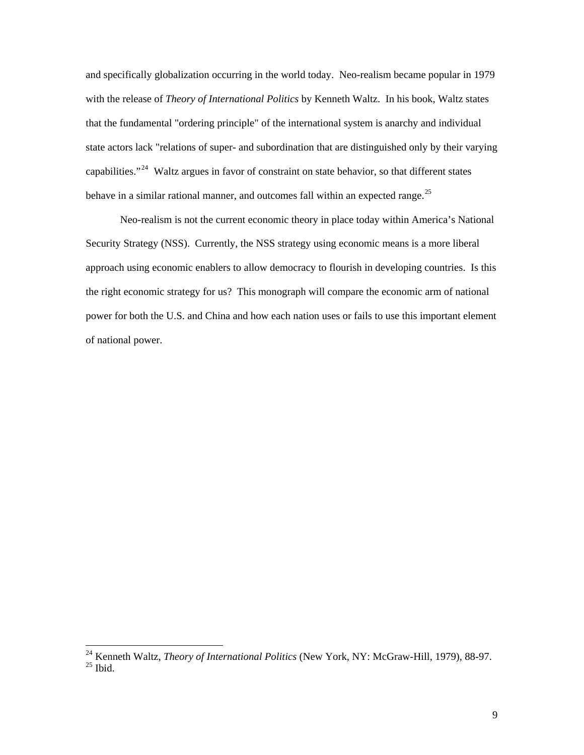and specifically globalization occurring in the world today. Neo-realism became popular in 1979 with the release of *Theory of International Politics* by Kenneth Waltz. In his book, Waltz states that the fundamental "ordering principle" of the international system is anarchy and individual state actors lack "relations of super- and subordination that are distinguished only by their varying capabilities."[24] Waltz argues in favor of constraint on state behavior, so that different states behave in a similar rational manner, and outcomes fall within an expected range.[25]

Neo-realism is not the current economic theory in place today within America's National Security Strategy (NSS). Currently, the NSS strategy using economic means is a more liberal approach using economic enablers to allow democracy to flourish in developing countries. Is this the right economic strategy for us? This monograph will compare the economic arm of national power for both the U.S. and China and how each nation uses or fails to use this important element of national power.

---

[24] Kenneth Waltz, *Theory of International Politics* (New York, NY: McGraw-Hill, 1979), 88-97.
[25] Ibid.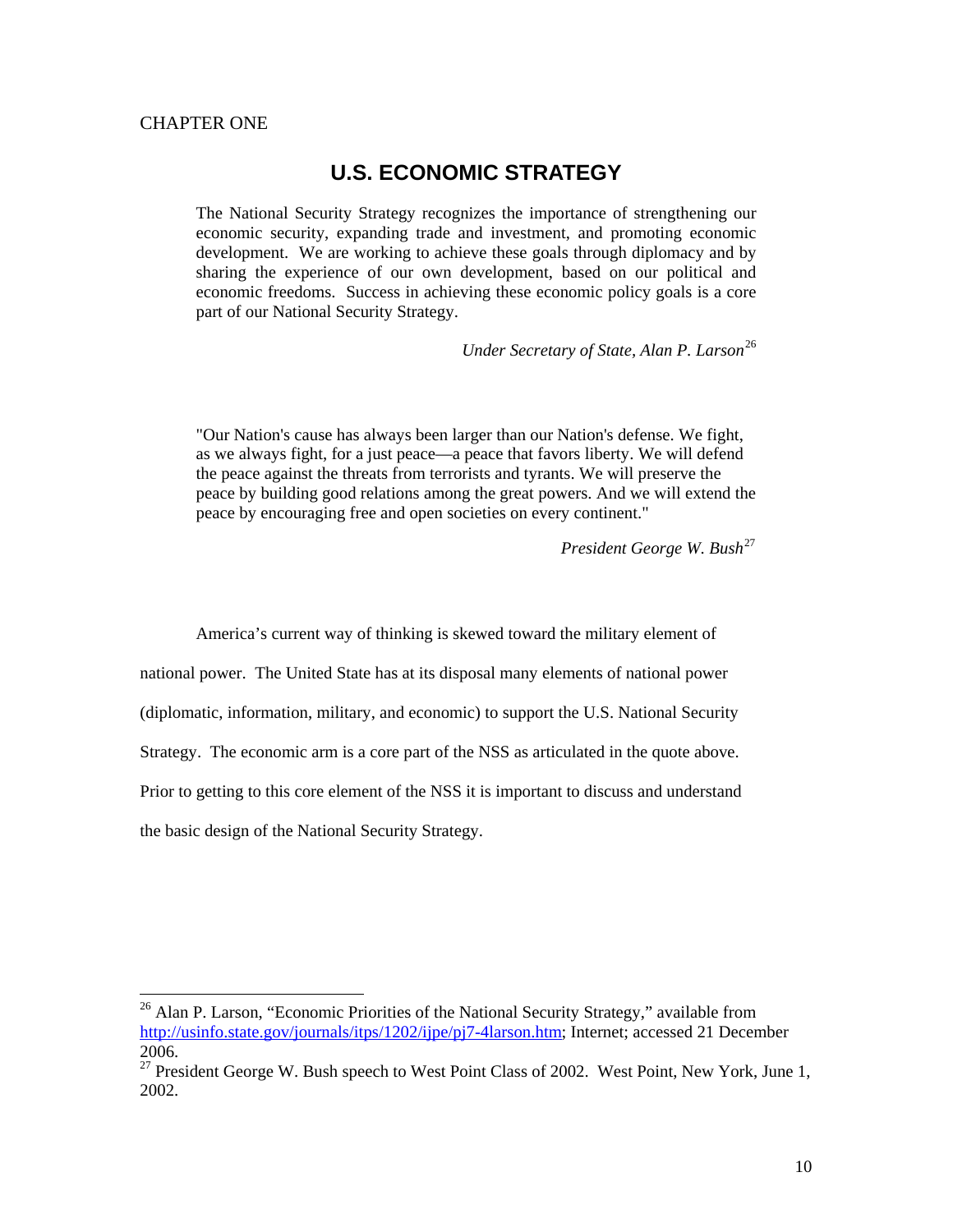CHAPTER ONE

# U.S. ECONOMIC STRATEGY

> The National Security Strategy recognizes the importance of strengthening our economic security, expanding trade and investment, and promoting economic development. We are working to achieve these goals through diplomacy and by sharing the experience of our own development, based on our political and economic freedoms. Success in achieving these economic policy goals is a core part of our National Security Strategy.
>
> *Under Secretary of State, Alan P. Larson*[26]

> "Our Nation's cause has always been larger than our Nation's defense. We fight, as we always fight, for a just peace—a peace that favors liberty. We will defend the peace against the threats from terrorists and tyrants. We will preserve the peace by building good relations among the great powers. And we will extend the peace by encouraging free and open societies on every continent."
>
> *President George W. Bush*[27]

America's current way of thinking is skewed toward the military element of national power. The United State has at its disposal many elements of national power (diplomatic, information, military, and economic) to support the U.S. National Security Strategy. The economic arm is a core part of the NSS as articulated in the quote above. Prior to getting to this core element of the NSS it is important to discuss and understand the basic design of the National Security Strategy.

---

[26] Alan P. Larson, "Economic Priorities of the National Security Strategy," available from http://usinfo.state.gov/journals/itps/1202/ijpe/pj7-4larson.htm; Internet; accessed 21 December 2006.

[27] President George W. Bush speech to West Point Class of 2002. West Point, New York, June 1, 2002.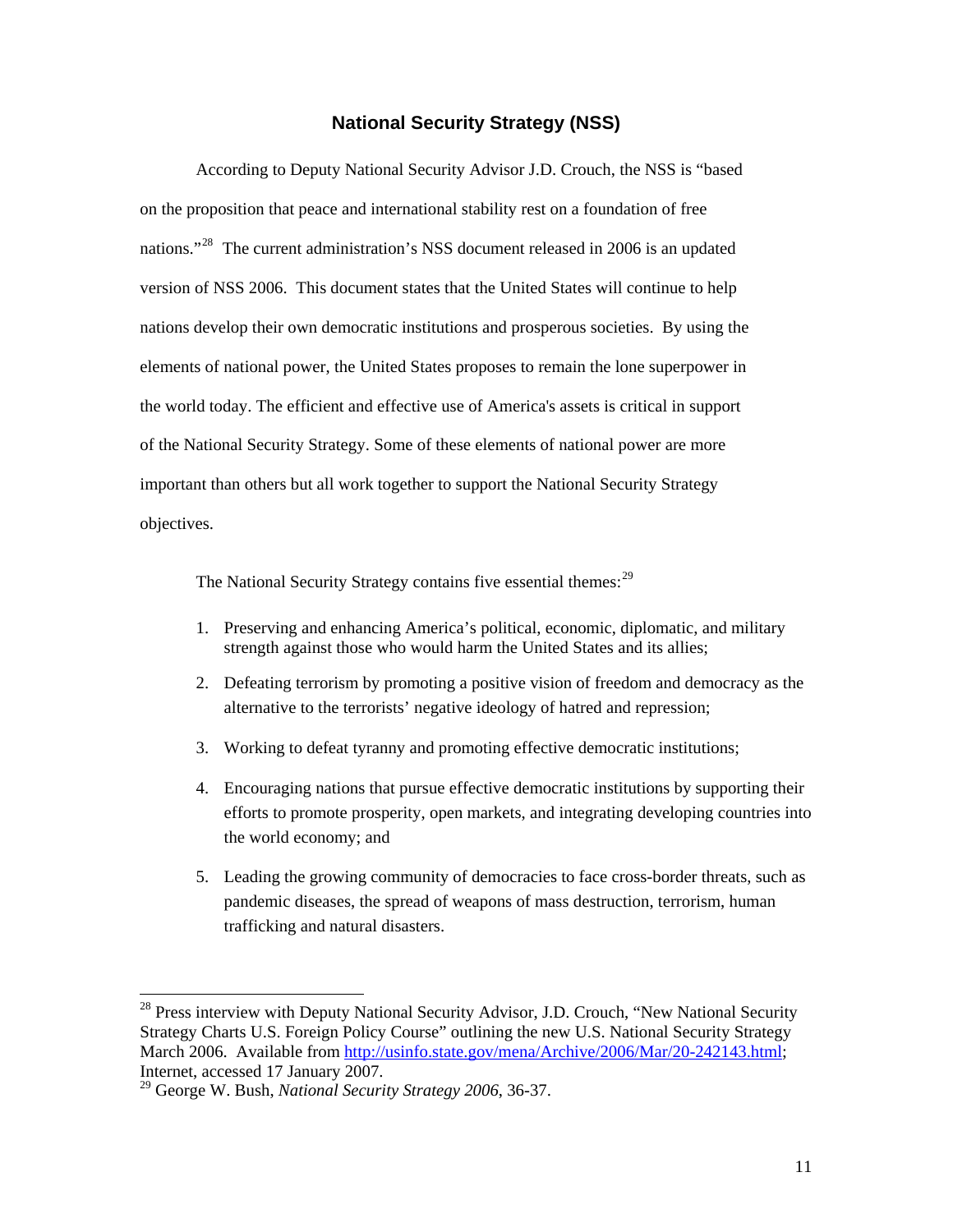## National Security Strategy (NSS)

According to Deputy National Security Advisor J.D. Crouch, the NSS is "based on the proposition that peace and international stability rest on a foundation of free nations."[28] The current administration's NSS document released in 2006 is an updated version of NSS 2006. This document states that the United States will continue to help nations develop their own democratic institutions and prosperous societies. By using the elements of national power, the United States proposes to remain the lone superpower in the world today. The efficient and effective use of America's assets is critical in support of the National Security Strategy. Some of these elements of national power are more important than others but all work together to support the National Security Strategy objectives.

The National Security Strategy contains five essential themes:[29]

1. Preserving and enhancing America's political, economic, diplomatic, and military strength against those who would harm the United States and its allies;
2. Defeating terrorism by promoting a positive vision of freedom and democracy as the alternative to the terrorists' negative ideology of hatred and repression;
3. Working to defeat tyranny and promoting effective democratic institutions;
4. Encouraging nations that pursue effective democratic institutions by supporting their efforts to promote prosperity, open markets, and integrating developing countries into the world economy; and
5. Leading the growing community of democracies to face cross-border threats, such as pandemic diseases, the spread of weapons of mass destruction, terrorism, human trafficking and natural disasters.

---

[28] Press interview with Deputy National Security Advisor, J.D. Crouch, "New National Security Strategy Charts U.S. Foreign Policy Course" outlining the new U.S. National Security Strategy March 2006. Available from http://usinfo.state.gov/mena/Archive/2006/Mar/20-242143.html; Internet, accessed 17 January 2007.

[29] George W. Bush, *National Security Strategy 2006*, 36-37.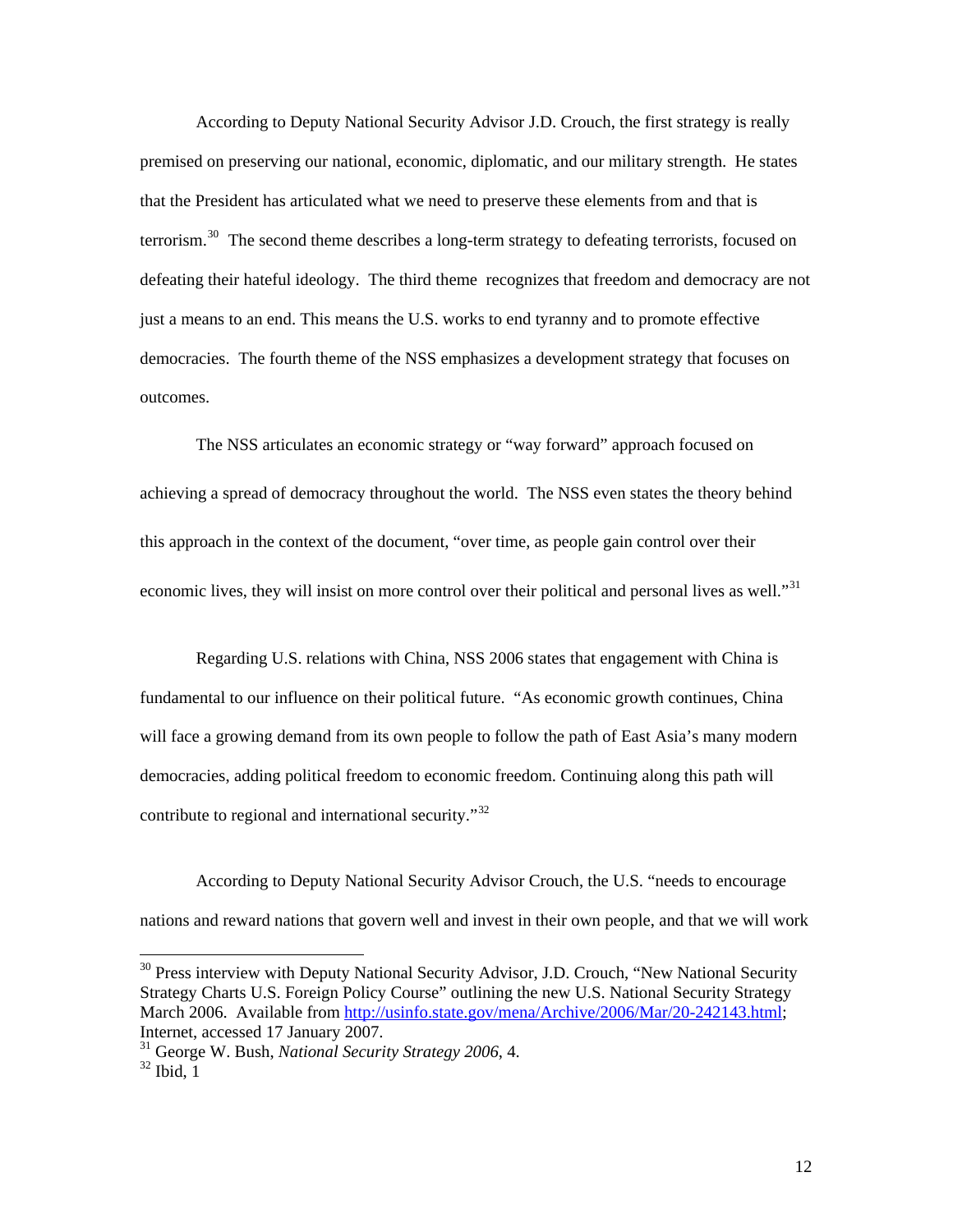According to Deputy National Security Advisor J.D. Crouch, the first strategy is really premised on preserving our national, economic, diplomatic, and our military strength. He states that the President has articulated what we need to preserve these elements from and that is terrorism.[30] The second theme describes a long-term strategy to defeating terrorists, focused on defeating their hateful ideology. The third theme recognizes that freedom and democracy are not just a means to an end. This means the U.S. works to end tyranny and to promote effective democracies. The fourth theme of the NSS emphasizes a development strategy that focuses on outcomes.

The NSS articulates an economic strategy or "way forward" approach focused on achieving a spread of democracy throughout the world. The NSS even states the theory behind this approach in the context of the document, "over time, as people gain control over their economic lives, they will insist on more control over their political and personal lives as well."[31]

Regarding U.S. relations with China, NSS 2006 states that engagement with China is fundamental to our influence on their political future. "As economic growth continues, China will face a growing demand from its own people to follow the path of East Asia's many modern democracies, adding political freedom to economic freedom. Continuing along this path will contribute to regional and international security."[32]

According to Deputy National Security Advisor Crouch, the U.S. "needs to encourage nations and reward nations that govern well and invest in their own people, and that we will work

---

[30] Press interview with Deputy National Security Advisor, J.D. Crouch, "New National Security Strategy Charts U.S. Foreign Policy Course" outlining the new U.S. National Security Strategy March 2006. Available from http://usinfo.state.gov/mena/Archive/2006/Mar/20-242143.html; Internet, accessed 17 January 2007.

[31] George W. Bush, *National Security Strategy 2006*, 4.

[32] Ibid, 1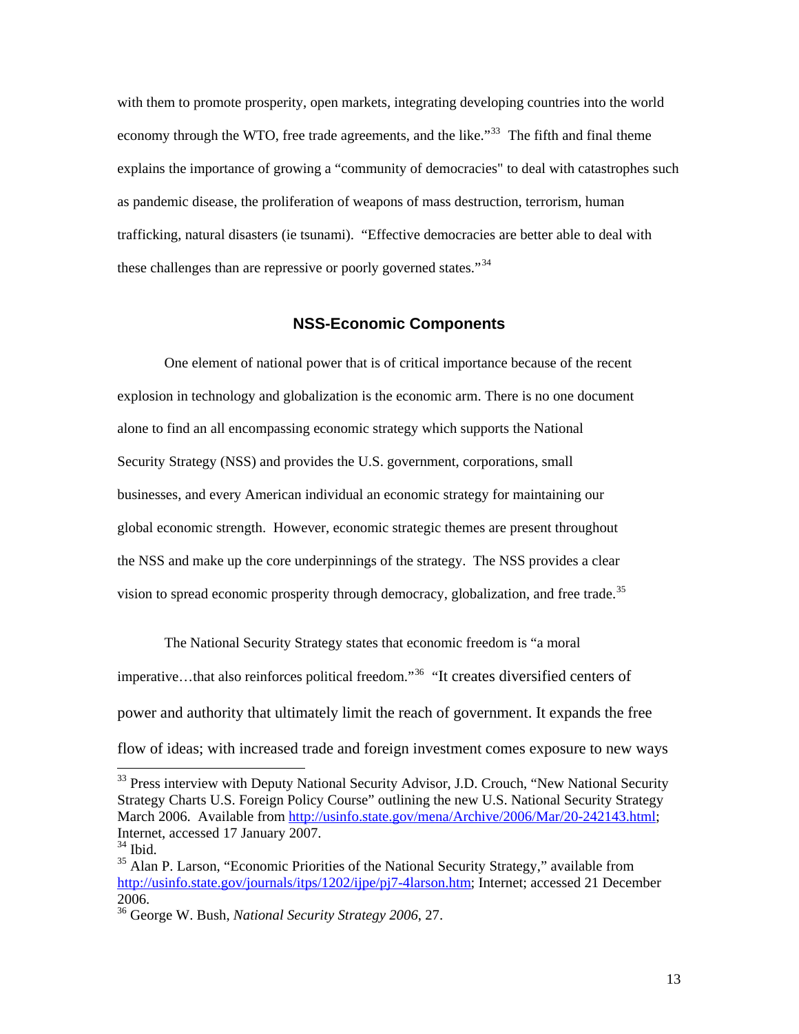with them to promote prosperity, open markets, integrating developing countries into the world economy through the WTO, free trade agreements, and the like."[33] The fifth and final theme explains the importance of growing a "community of democracies" to deal with catastrophes such as pandemic disease, the proliferation of weapons of mass destruction, terrorism, human trafficking, natural disasters (ie tsunami). "Effective democracies are better able to deal with these challenges than are repressive or poorly governed states."[34]

## NSS-Economic Components

One element of national power that is of critical importance because of the recent explosion in technology and globalization is the economic arm. There is no one document alone to find an all encompassing economic strategy which supports the National Security Strategy (NSS) and provides the U.S. government, corporations, small businesses, and every American individual an economic strategy for maintaining our global economic strength. However, economic strategic themes are present throughout the NSS and make up the core underpinnings of the strategy. The NSS provides a clear vision to spread economic prosperity through democracy, globalization, and free trade.[35]

The National Security Strategy states that economic freedom is "a moral imperative…that also reinforces political freedom."[36] "It creates diversified centers of power and authority that ultimately limit the reach of government. It expands the free flow of ideas; with increased trade and foreign investment comes exposure to new ways

---

[33] Press interview with Deputy National Security Advisor, J.D. Crouch, "New National Security Strategy Charts U.S. Foreign Policy Course" outlining the new U.S. National Security Strategy March 2006. Available from http://usinfo.state.gov/mena/Archive/2006/Mar/20-242143.html; Internet, accessed 17 January 2007.

[34] Ibid.

[35] Alan P. Larson, "Economic Priorities of the National Security Strategy," available from http://usinfo.state.gov/journals/itps/1202/ijpe/pj7-4larson.htm; Internet; accessed 21 December 2006.

[36] George W. Bush, *National Security Strategy 2006*, 27.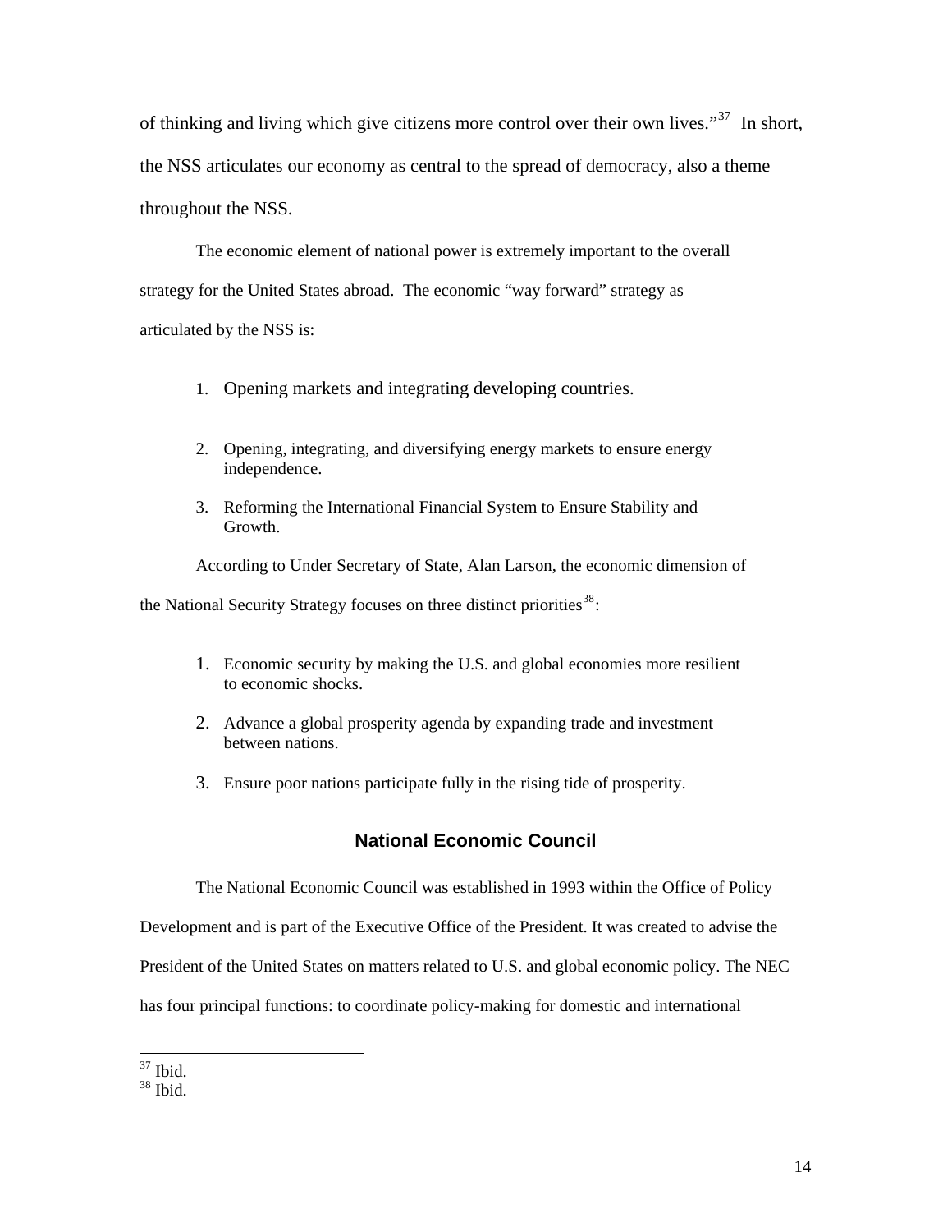of thinking and living which give citizens more control over their own lives."[37] In short, the NSS articulates our economy as central to the spread of democracy, also a theme throughout the NSS.

The economic element of national power is extremely important to the overall strategy for the United States abroad. The economic "way forward" strategy as articulated by the NSS is:

1. Opening markets and integrating developing countries.
2. Opening, integrating, and diversifying energy markets to ensure energy independence.
3. Reforming the International Financial System to Ensure Stability and Growth.

According to Under Secretary of State, Alan Larson, the economic dimension of the National Security Strategy focuses on three distinct priorities[38]:

1. Economic security by making the U.S. and global economies more resilient to economic shocks.
2. Advance a global prosperity agenda by expanding trade and investment between nations.
3. Ensure poor nations participate fully in the rising tide of prosperity.

## National Economic Council

The National Economic Council was established in 1993 within the Office of Policy Development and is part of the Executive Office of the President. It was created to advise the President of the United States on matters related to U.S. and global economic policy. The NEC has four principal functions: to coordinate policy-making for domestic and international

---

[37] Ibid.

[38] Ibid.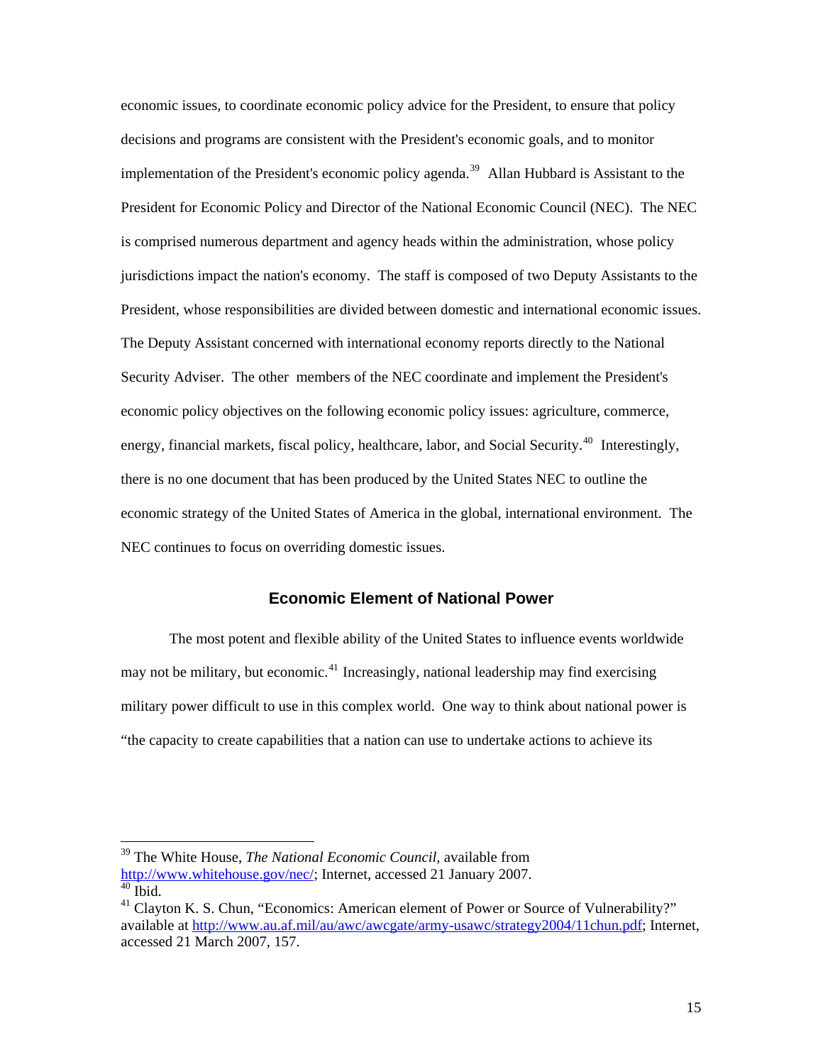economic issues, to coordinate economic policy advice for the President, to ensure that policy decisions and programs are consistent with the President's economic goals, and to monitor implementation of the President's economic policy agenda.[39] Allan Hubbard is Assistant to the President for Economic Policy and Director of the National Economic Council (NEC). The NEC is comprised numerous department and agency heads within the administration, whose policy jurisdictions impact the nation's economy. The staff is composed of two Deputy Assistants to the President, whose responsibilities are divided between domestic and international economic issues. The Deputy Assistant concerned with international economy reports directly to the National Security Adviser. The other members of the NEC coordinate and implement the President's economic policy objectives on the following economic policy issues: agriculture, commerce, energy, financial markets, fiscal policy, healthcare, labor, and Social Security.[40] Interestingly, there is no one document that has been produced by the United States NEC to outline the economic strategy of the United States of America in the global, international environment. The NEC continues to focus on overriding domestic issues.

## Economic Element of National Power

The most potent and flexible ability of the United States to influence events worldwide may not be military, but economic.[41] Increasingly, national leadership may find exercising military power difficult to use in this complex world. One way to think about national power is "the capacity to create capabilities that a nation can use to undertake actions to achieve its

---

[39] The White House, *The National Economic Council*, available from http://www.whitehouse.gov/nec/; Internet, accessed 21 January 2007.

[40] Ibid.

[41] Clayton K. S. Chun, "Economics: American element of Power or Source of Vulnerability?" available at http://www.au.af.mil/au/awc/awcgate/army-usawc/strategy2004/11chun.pdf; Internet, accessed 21 March 2007, 157.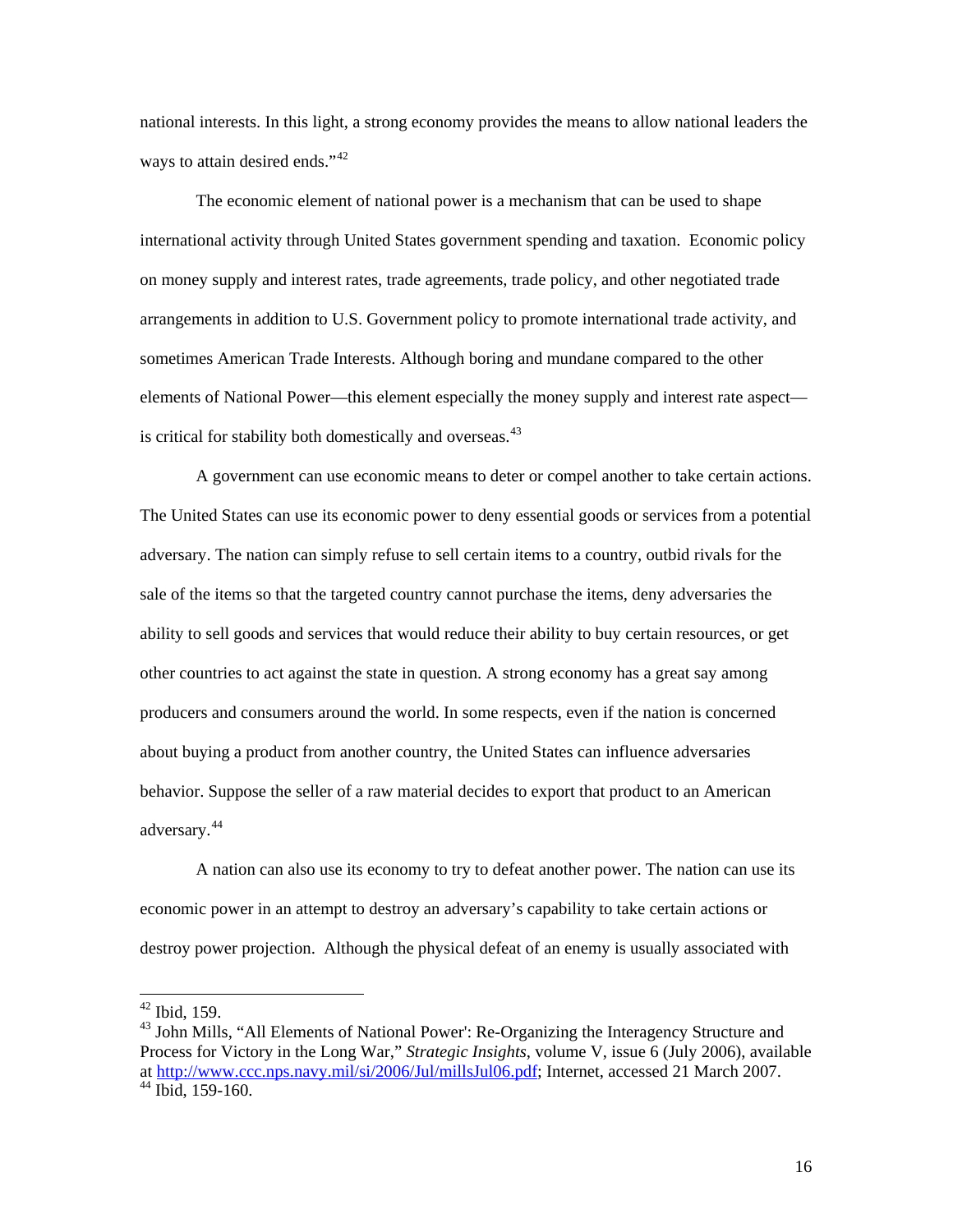national interests. In this light, a strong economy provides the means to allow national leaders the ways to attain desired ends."[42]

The economic element of national power is a mechanism that can be used to shape international activity through United States government spending and taxation. Economic policy on money supply and interest rates, trade agreements, trade policy, and other negotiated trade arrangements in addition to U.S. Government policy to promote international trade activity, and sometimes American Trade Interests. Although boring and mundane compared to the other elements of National Power—this element especially the money supply and interest rate aspect—is critical for stability both domestically and overseas.[43]

A government can use economic means to deter or compel another to take certain actions. The United States can use its economic power to deny essential goods or services from a potential adversary. The nation can simply refuse to sell certain items to a country, outbid rivals for the sale of the items so that the targeted country cannot purchase the items, deny adversaries the ability to sell goods and services that would reduce their ability to buy certain resources, or get other countries to act against the state in question. A strong economy has a great say among producers and consumers around the world. In some respects, even if the nation is concerned about buying a product from another country, the United States can influence adversaries behavior. Suppose the seller of a raw material decides to export that product to an American adversary.[44]

A nation can also use its economy to try to defeat another power. The nation can use its economic power in an attempt to destroy an adversary's capability to take certain actions or destroy power projection. Although the physical defeat of an enemy is usually associated with

---

[42] Ibid, 159.

[43] John Mills, "All Elements of National Power': Re-Organizing the Interagency Structure and Process for Victory in the Long War," *Strategic Insights*, volume V, issue 6 (July 2006), available at http://www.ccc.nps.navy.mil/si/2006/Jul/millsJul06.pdf; Internet, accessed 21 March 2007.

[44] Ibid, 159-160.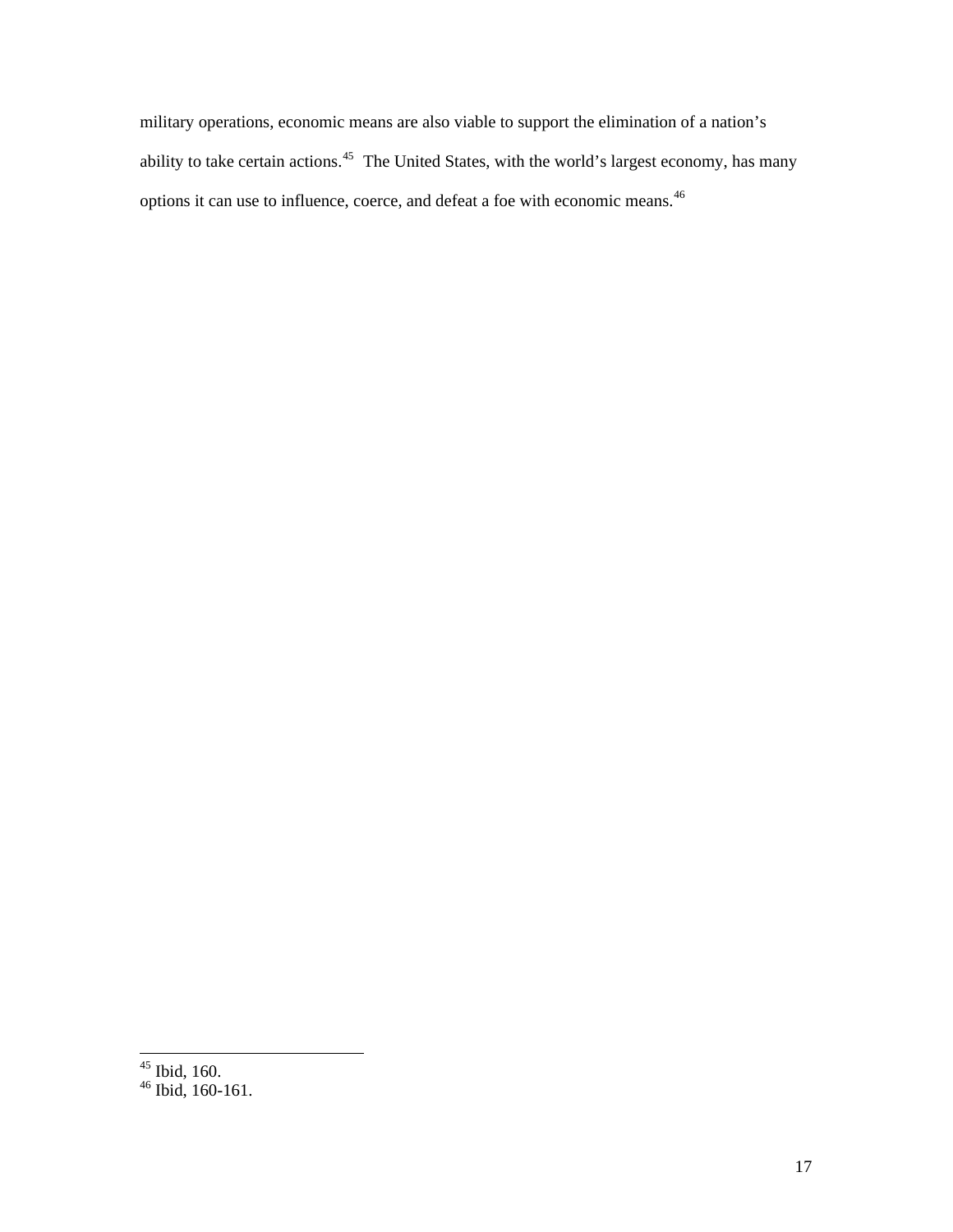military operations, economic means are also viable to support the elimination of a nation's ability to take certain actions.[45] The United States, with the world's largest economy, has many options it can use to influence, coerce, and defeat a foe with economic means.[46]

---

[45] Ibid, 160.
[46] Ibid, 160-161.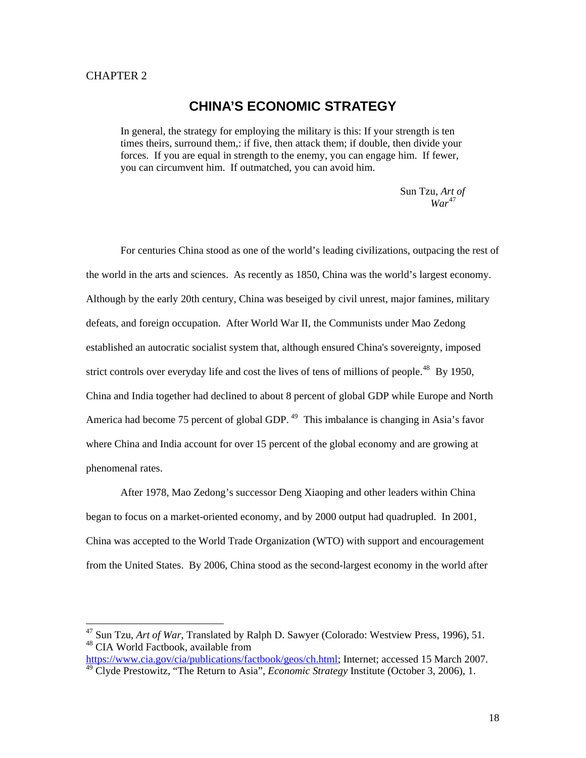CHAPTER 2

# CHINA'S ECONOMIC STRATEGY

> In general, the strategy for employing the military is this: If your strength is ten times theirs, surround them,: if five, then attack them; if double, then divide your forces. If you are equal in strength to the enemy, you can engage him. If fewer, you can circumvent him. If outmatched, you can avoid him.
>
> Sun Tzu, *Art of War*[47]

For centuries China stood as one of the world's leading civilizations, outpacing the rest of the world in the arts and sciences. As recently as 1850, China was the world's largest economy. Although by the early 20th century, China was beseiged by civil unrest, major famines, military defeats, and foreign occupation. After World War II, the Communists under Mao Zedong established an autocratic socialist system that, although ensured China's sovereignty, imposed strict controls over everyday life and cost the lives of tens of millions of people.[48] By 1950, China and India together had declined to about 8 percent of global GDP while Europe and North America had become 75 percent of global GDP.[49] This imbalance is changing in Asia's favor where China and India account for over 15 percent of the global economy and are growing at phenomenal rates.

After 1978, Mao Zedong's successor Deng Xiaoping and other leaders within China began to focus on a market-oriented economy, and by 2000 output had quadrupled. In 2001, China was accepted to the World Trade Organization (WTO) with support and encouragement from the United States. By 2006, China stood as the second-largest economy in the world after

---

[47] Sun Tzu, *Art of War*, Translated by Ralph D. Sawyer (Colorado: Westview Press, 1996), 51.

[48] CIA World Factbook, available from https://www.cia.gov/cia/publications/factbook/geos/ch.html; Internet; accessed 15 March 2007.

[49] Clyde Prestowitz, "The Return to Asia", *Economic Strategy* Institute (October 3, 2006), 1.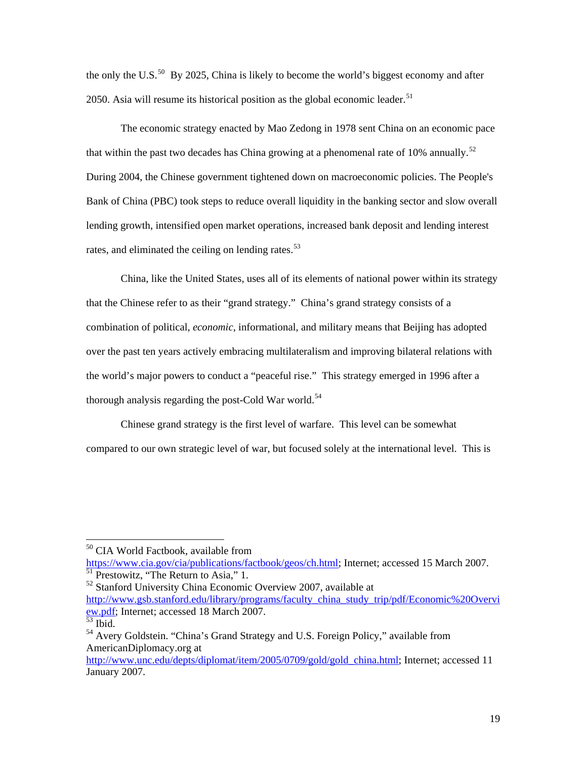the only the U.S.[50] By 2025, China is likely to become the world's biggest economy and after 2050. Asia will resume its historical position as the global economic leader.[51]

The economic strategy enacted by Mao Zedong in 1978 sent China on an economic pace that within the past two decades has China growing at a phenomenal rate of 10% annually.[52] During 2004, the Chinese government tightened down on macroeconomic policies. The People's Bank of China (PBC) took steps to reduce overall liquidity in the banking sector and slow overall lending growth, intensified open market operations, increased bank deposit and lending interest rates, and eliminated the ceiling on lending rates.[53]

China, like the United States, uses all of its elements of national power within its strategy that the Chinese refer to as their "grand strategy." China's grand strategy consists of a combination of political, *economic*, informational, and military means that Beijing has adopted over the past ten years actively embracing multilateralism and improving bilateral relations with the world's major powers to conduct a "peaceful rise." This strategy emerged in 1996 after a thorough analysis regarding the post-Cold War world.[54]

Chinese grand strategy is the first level of warfare. This level can be somewhat compared to our own strategic level of war, but focused solely at the international level. This is

---

[50] CIA World Factbook, available from https://www.cia.gov/cia/publications/factbook/geos/ch.html; Internet; accessed 15 March 2007.

[51] Prestowitz, "The Return to Asia," 1.

[52] Stanford University China Economic Overview 2007, available at http://www.gsb.stanford.edu/library/programs/faculty_china_study_trip/pdf/Economic%20Overview.pdf; Internet; accessed 18 March 2007.

[53] Ibid.

[54] Avery Goldstein. "China's Grand Strategy and U.S. Foreign Policy," available from AmericanDiplomacy.org at http://www.unc.edu/depts/diplomat/item/2005/0709/gold/gold_china.html; Internet; accessed 11 January 2007.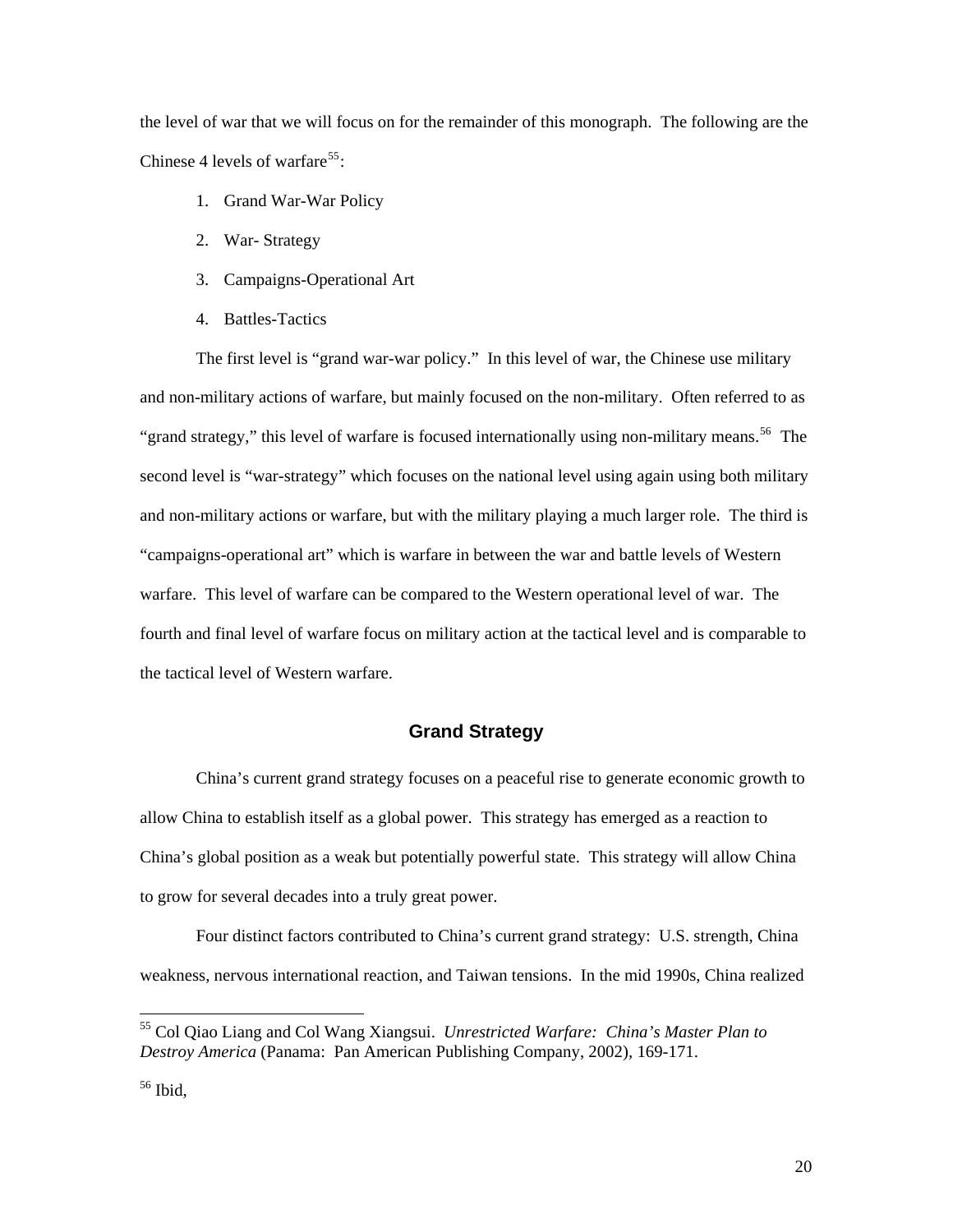the level of war that we will focus on for the remainder of this monograph. The following are the Chinese 4 levels of warfare[55]:

1. Grand War-War Policy
2. War- Strategy
3. Campaigns-Operational Art
4. Battles-Tactics

The first level is "grand war-war policy." In this level of war, the Chinese use military and non-military actions of warfare, but mainly focused on the non-military. Often referred to as "grand strategy," this level of warfare is focused internationally using non-military means.[56] The second level is "war-strategy" which focuses on the national level using again using both military and non-military actions or warfare, but with the military playing a much larger role. The third is "campaigns-operational art" which is warfare in between the war and battle levels of Western warfare. This level of warfare can be compared to the Western operational level of war. The fourth and final level of warfare focus on military action at the tactical level and is comparable to the tactical level of Western warfare.

## Grand Strategy

China's current grand strategy focuses on a peaceful rise to generate economic growth to allow China to establish itself as a global power. This strategy has emerged as a reaction to China's global position as a weak but potentially powerful state. This strategy will allow China to grow for several decades into a truly great power.

Four distinct factors contributed to China's current grand strategy: U.S. strength, China weakness, nervous international reaction, and Taiwan tensions. In the mid 1990s, China realized

---

[55] Col Qiao Liang and Col Wang Xiangsui. *Unrestricted Warfare: China's Master Plan to Destroy America* (Panama: Pan American Publishing Company, 2002), 169-171.

[56] Ibid,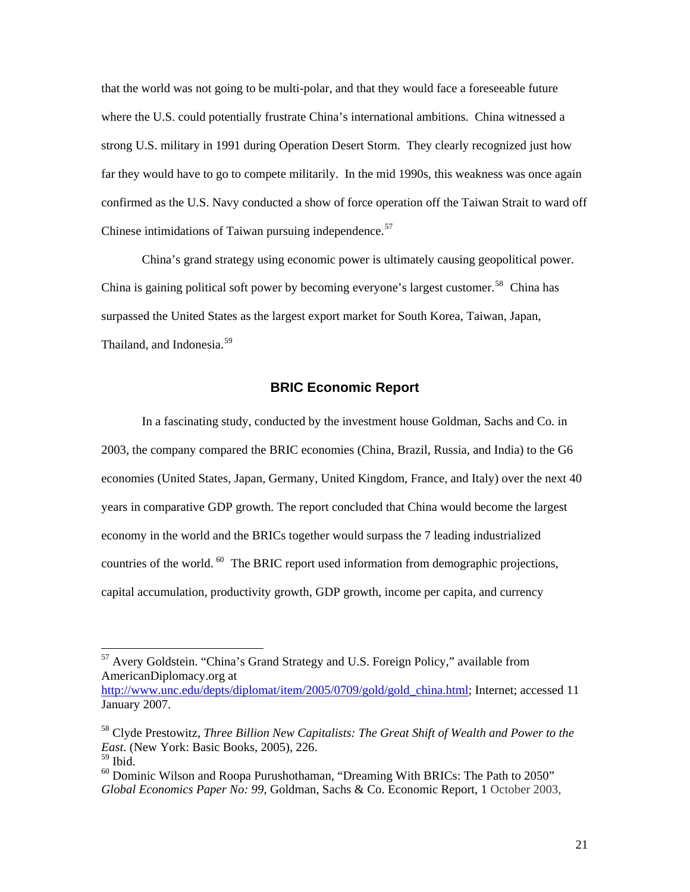that the world was not going to be multi-polar, and that they would face a foreseeable future where the U.S. could potentially frustrate China's international ambitions. China witnessed a strong U.S. military in 1991 during Operation Desert Storm. They clearly recognized just how far they would have to go to compete militarily. In the mid 1990s, this weakness was once again confirmed as the U.S. Navy conducted a show of force operation off the Taiwan Strait to ward off Chinese intimidations of Taiwan pursuing independence.[57]

China's grand strategy using economic power is ultimately causing geopolitical power. China is gaining political soft power by becoming everyone's largest customer.[58] China has surpassed the United States as the largest export market for South Korea, Taiwan, Japan, Thailand, and Indonesia.[59]

## BRIC Economic Report

In a fascinating study, conducted by the investment house Goldman, Sachs and Co. in 2003, the company compared the BRIC economies (China, Brazil, Russia, and India) to the G6 economies (United States, Japan, Germany, United Kingdom, France, and Italy) over the next 40 years in comparative GDP growth. The report concluded that China would become the largest economy in the world and the BRICs together would surpass the 7 leading industrialized countries of the world.[60] The BRIC report used information from demographic projections, capital accumulation, productivity growth, GDP growth, income per capita, and currency

---

[57] Avery Goldstein. "China's Grand Strategy and U.S. Foreign Policy," available from AmericanDiplomacy.org at http://www.unc.edu/depts/diplomat/item/2005/0709/gold/gold_china.html; Internet; accessed 11 January 2007.

[58] Clyde Prestowitz, *Three Billion New Capitalists: The Great Shift of Wealth and Power to the East*. (New York: Basic Books, 2005), 226.

[59] Ibid.

[60] Dominic Wilson and Roopa Purushothaman, "Dreaming With BRICs: The Path to 2050" *Global Economics Paper No: 99*, Goldman, Sachs & Co. Economic Report, 1 October 2003,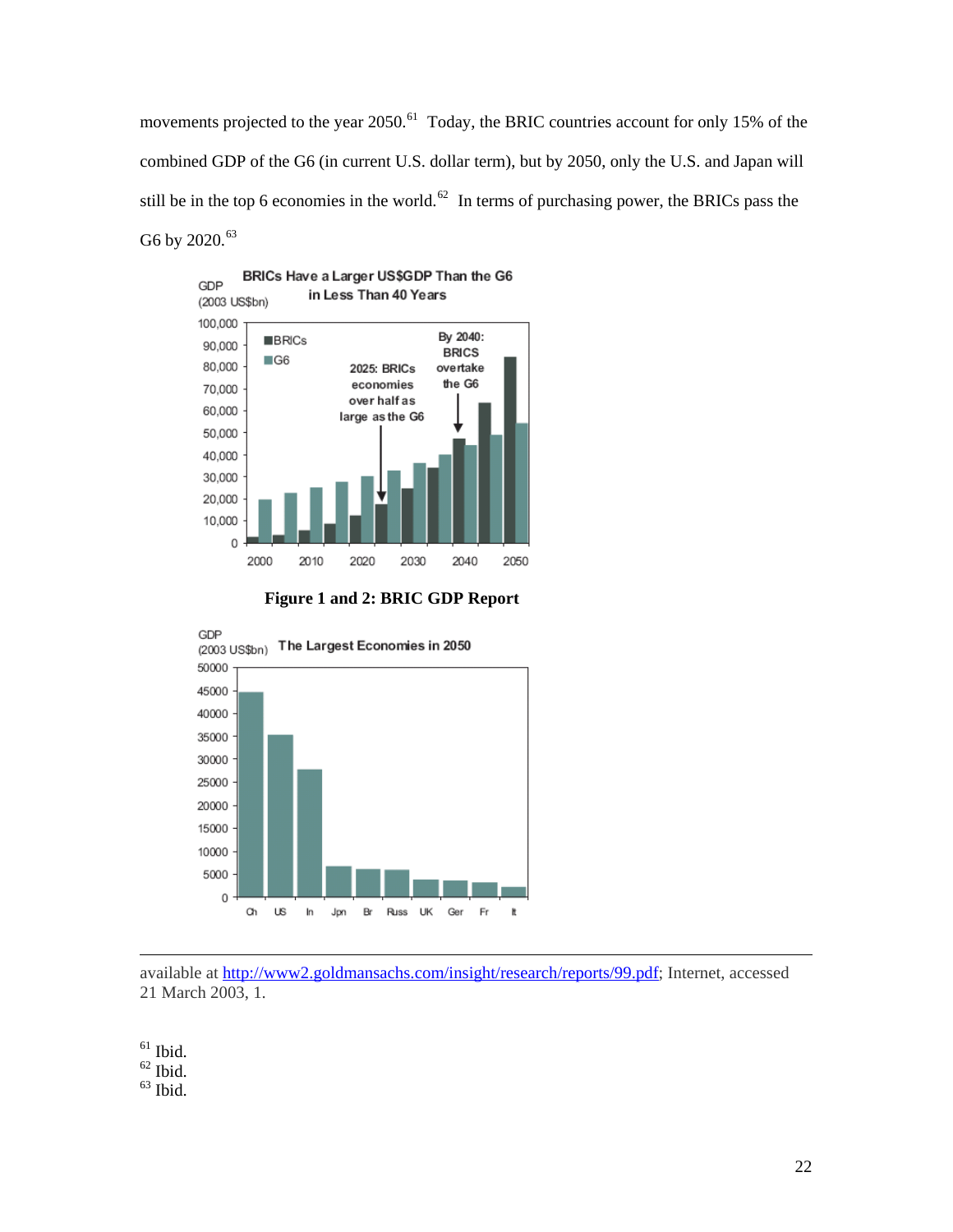movements projected to the year 2050.[61] Today, the BRIC countries account for only 15% of the combined GDP of the G6 (in current U.S. dollar term), but by 2050, only the U.S. and Japan will still be in the top 6 economies in the world.[62] In terms of purchasing power, the BRICs pass the G6 by 2020.[63]

**Figure 1 and 2: BRIC GDP Report**

---

available at http://www2.goldmansachs.com/insight/research/reports/99.pdf; Internet, accessed 21 March 2003, 1.

[61] Ibid.
[62] Ibid.
[63] Ibid.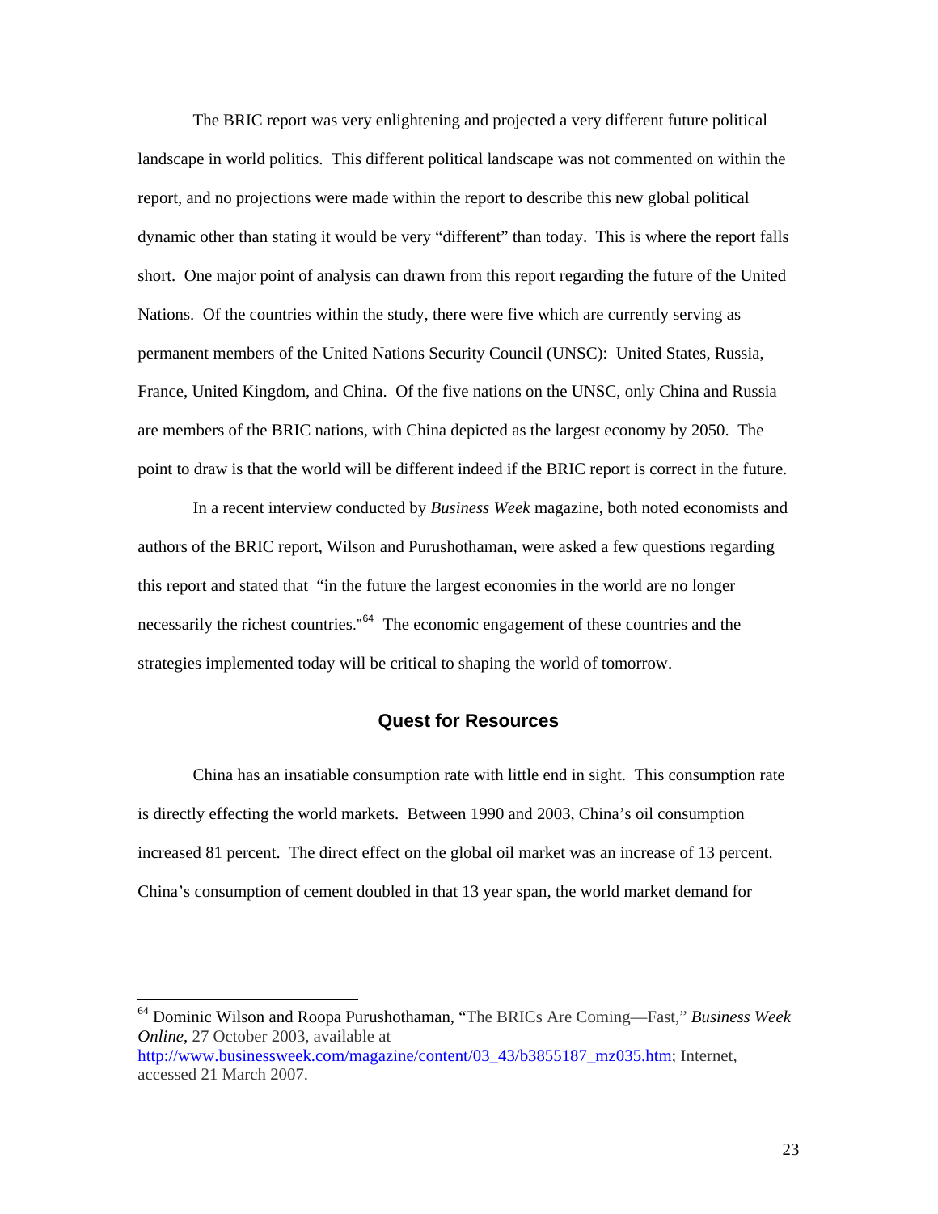The BRIC report was very enlightening and projected a very different future political landscape in world politics. This different political landscape was not commented on within the report, and no projections were made within the report to describe this new global political dynamic other than stating it would be very "different" than today. This is where the report falls short. One major point of analysis can drawn from this report regarding the future of the United Nations. Of the countries within the study, there were five which are currently serving as permanent members of the United Nations Security Council (UNSC): United States, Russia, France, United Kingdom, and China. Of the five nations on the UNSC, only China and Russia are members of the BRIC nations, with China depicted as the largest economy by 2050. The point to draw is that the world will be different indeed if the BRIC report is correct in the future.

In a recent interview conducted by *Business Week* magazine, both noted economists and authors of the BRIC report, Wilson and Purushothaman, were asked a few questions regarding this report and stated that "in the future the largest economies in the world are no longer necessarily the richest countries."[64] The economic engagement of these countries and the strategies implemented today will be critical to shaping the world of tomorrow.

## Quest for Resources

China has an insatiable consumption rate with little end in sight. This consumption rate is directly effecting the world markets. Between 1990 and 2003, China's oil consumption increased 81 percent. The direct effect on the global oil market was an increase of 13 percent. China's consumption of cement doubled in that 13 year span, the world market demand for

---

[64] Dominic Wilson and Roopa Purushothaman, "The BRICs Are Coming—Fast," *Business Week Online*, 27 October 2003, available at http://www.businessweek.com/magazine/content/03_43/b3855187_mz035.htm; Internet, accessed 21 March 2007.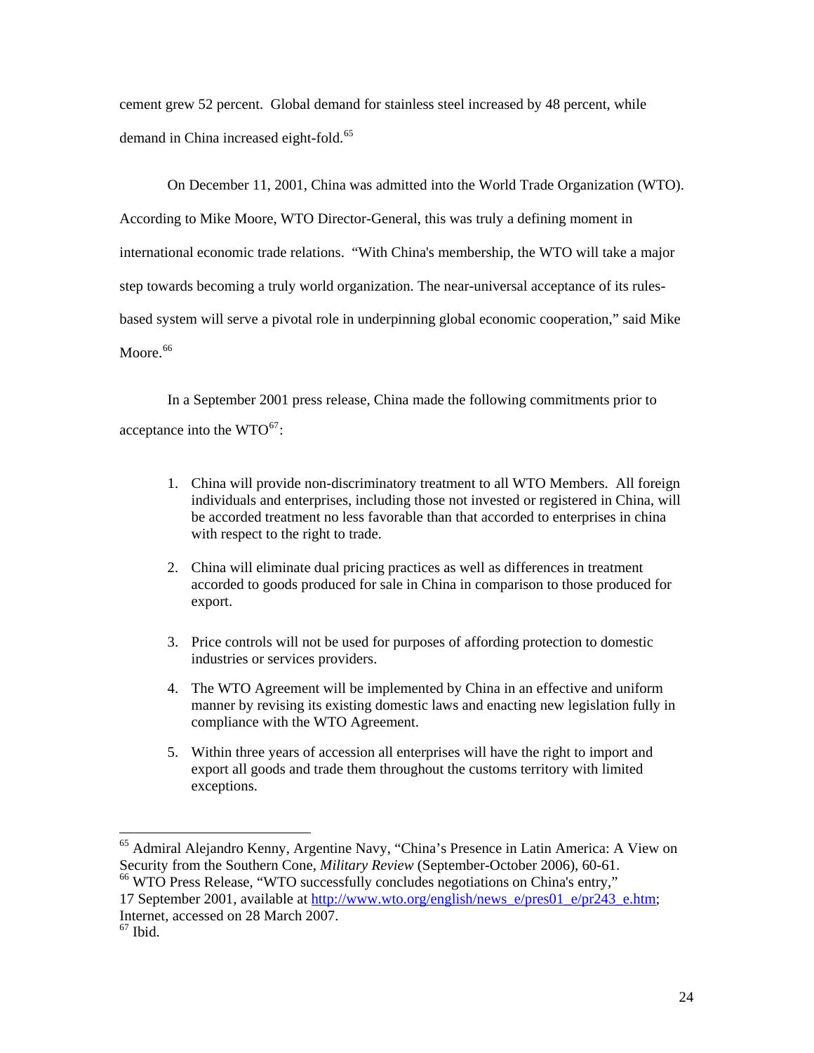cement grew 52 percent. Global demand for stainless steel increased by 48 percent, while demand in China increased eight-fold.[65]

On December 11, 2001, China was admitted into the World Trade Organization (WTO). According to Mike Moore, WTO Director-General, this was truly a defining moment in international economic trade relations. "With China's membership, the WTO will take a major step towards becoming a truly world organization. The near-universal acceptance of its rules-based system will serve a pivotal role in underpinning global economic cooperation," said Mike Moore.[66]

In a September 2001 press release, China made the following commitments prior to acceptance into the WTO[67]:

1. China will provide non-discriminatory treatment to all WTO Members. All foreign individuals and enterprises, including those not invested or registered in China, will be accorded treatment no less favorable than that accorded to enterprises in china with respect to the right to trade.

2. China will eliminate dual pricing practices as well as differences in treatment accorded to goods produced for sale in China in comparison to those produced for export.

3. Price controls will not be used for purposes of affording protection to domestic industries or services providers.

4. The WTO Agreement will be implemented by China in an effective and uniform manner by revising its existing domestic laws and enacting new legislation fully in compliance with the WTO Agreement.

5. Within three years of accession all enterprises will have the right to import and export all goods and trade them throughout the customs territory with limited exceptions.

---

[65] Admiral Alejandro Kenny, Argentine Navy, "China's Presence in Latin America: A View on Security from the Southern Cone, *Military Review* (September-October 2006), 60-61.

[66] WTO Press Release, "WTO successfully concludes negotiations on China's entry," 17 September 2001, available at http://www.wto.org/english/news_e/pres01_e/pr243_e.htm; Internet, accessed on 28 March 2007.

[67] Ibid.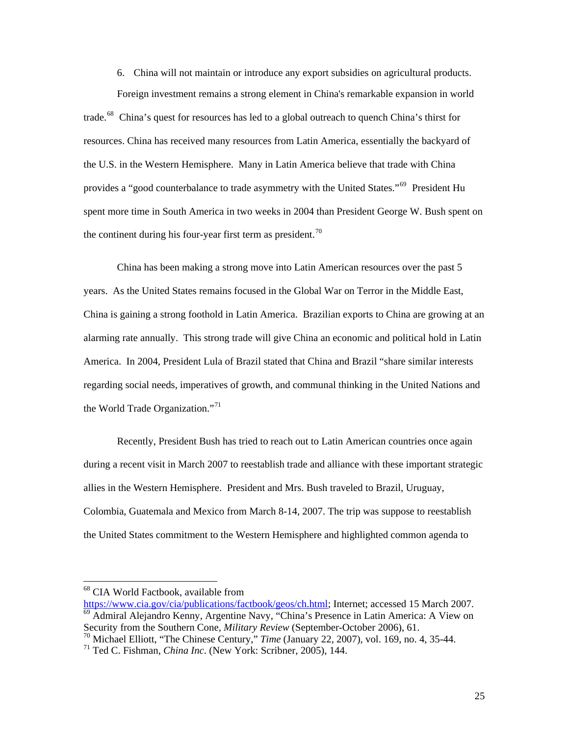6. China will not maintain or introduce any export subsidies on agricultural products.

Foreign investment remains a strong element in China's remarkable expansion in world trade.[68] China's quest for resources has led to a global outreach to quench China's thirst for resources. China has received many resources from Latin America, essentially the backyard of the U.S. in the Western Hemisphere. Many in Latin America believe that trade with China provides a "good counterbalance to trade asymmetry with the United States."[69] President Hu spent more time in South America in two weeks in 2004 than President George W. Bush spent on the continent during his four-year first term as president.[70]

China has been making a strong move into Latin American resources over the past 5 years. As the United States remains focused in the Global War on Terror in the Middle East, China is gaining a strong foothold in Latin America. Brazilian exports to China are growing at an alarming rate annually. This strong trade will give China an economic and political hold in Latin America. In 2004, President Lula of Brazil stated that China and Brazil "share similar interests regarding social needs, imperatives of growth, and communal thinking in the United Nations and the World Trade Organization."[71]

Recently, President Bush has tried to reach out to Latin American countries once again during a recent visit in March 2007 to reestablish trade and alliance with these important strategic allies in the Western Hemisphere. President and Mrs. Bush traveled to Brazil, Uruguay, Colombia, Guatemala and Mexico from March 8-14, 2007. The trip was suppose to reestablish the United States commitment to the Western Hemisphere and highlighted common agenda to

---

[68] CIA World Factbook, available from https://www.cia.gov/cia/publications/factbook/geos/ch.html; Internet; accessed 15 March 2007.

[69] Admiral Alejandro Kenny, Argentine Navy, "China's Presence in Latin America: A View on Security from the Southern Cone, *Military Review* (September-October 2006), 61.

[70] Michael Elliott, "The Chinese Century," *Time* (January 22, 2007), vol. 169, no. 4, 35-44.

[71] Ted C. Fishman, *China Inc*. (New York: Scribner, 2005), 144.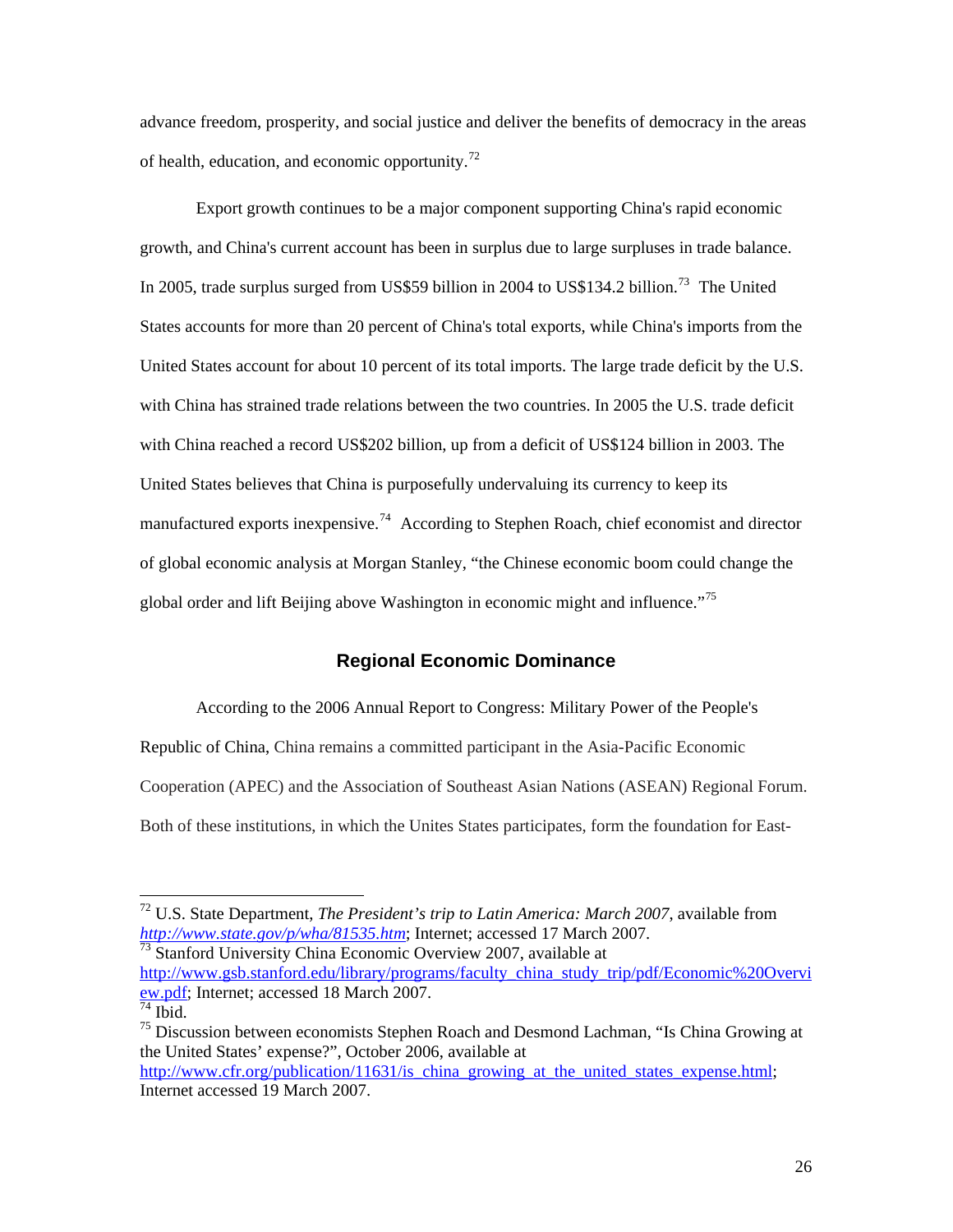advance freedom, prosperity, and social justice and deliver the benefits of democracy in the areas of health, education, and economic opportunity.[72]

Export growth continues to be a major component supporting China's rapid economic growth, and China's current account has been in surplus due to large surpluses in trade balance. In 2005, trade surplus surged from US$59 billion in 2004 to US$134.2 billion.[73] The United States accounts for more than 20 percent of China's total exports, while China's imports from the United States account for about 10 percent of its total imports. The large trade deficit by the U.S. with China has strained trade relations between the two countries. In 2005 the U.S. trade deficit with China reached a record US$202 billion, up from a deficit of US$124 billion in 2003. The United States believes that China is purposefully undervaluing its currency to keep its manufactured exports inexpensive.[74] According to Stephen Roach, chief economist and director of global economic analysis at Morgan Stanley, "the Chinese economic boom could change the global order and lift Beijing above Washington in economic might and influence."[75]

## Regional Economic Dominance

According to the 2006 Annual Report to Congress: Military Power of the People's Republic of China, China remains a committed participant in the Asia-Pacific Economic Cooperation (APEC) and the Association of Southeast Asian Nations (ASEAN) Regional Forum. Both of these institutions, in which the Unites States participates, form the foundation for East-

---

[72] U.S. State Department, *The President's trip to Latin America: March 2007*, available from *http://www.state.gov/p/wha/81535.htm*; Internet; accessed 17 March 2007.

[73] Stanford University China Economic Overview 2007, available at http://www.gsb.stanford.edu/library/programs/faculty_china_study_trip/pdf/Economic%20Overview.pdf; Internet; accessed 18 March 2007.

[74] Ibid.

[75] Discussion between economists Stephen Roach and Desmond Lachman, "Is China Growing at the United States' expense?", October 2006, available at http://www.cfr.org/publication/11631/is_china_growing_at_the_united_states_expense.html; Internet accessed 19 March 2007.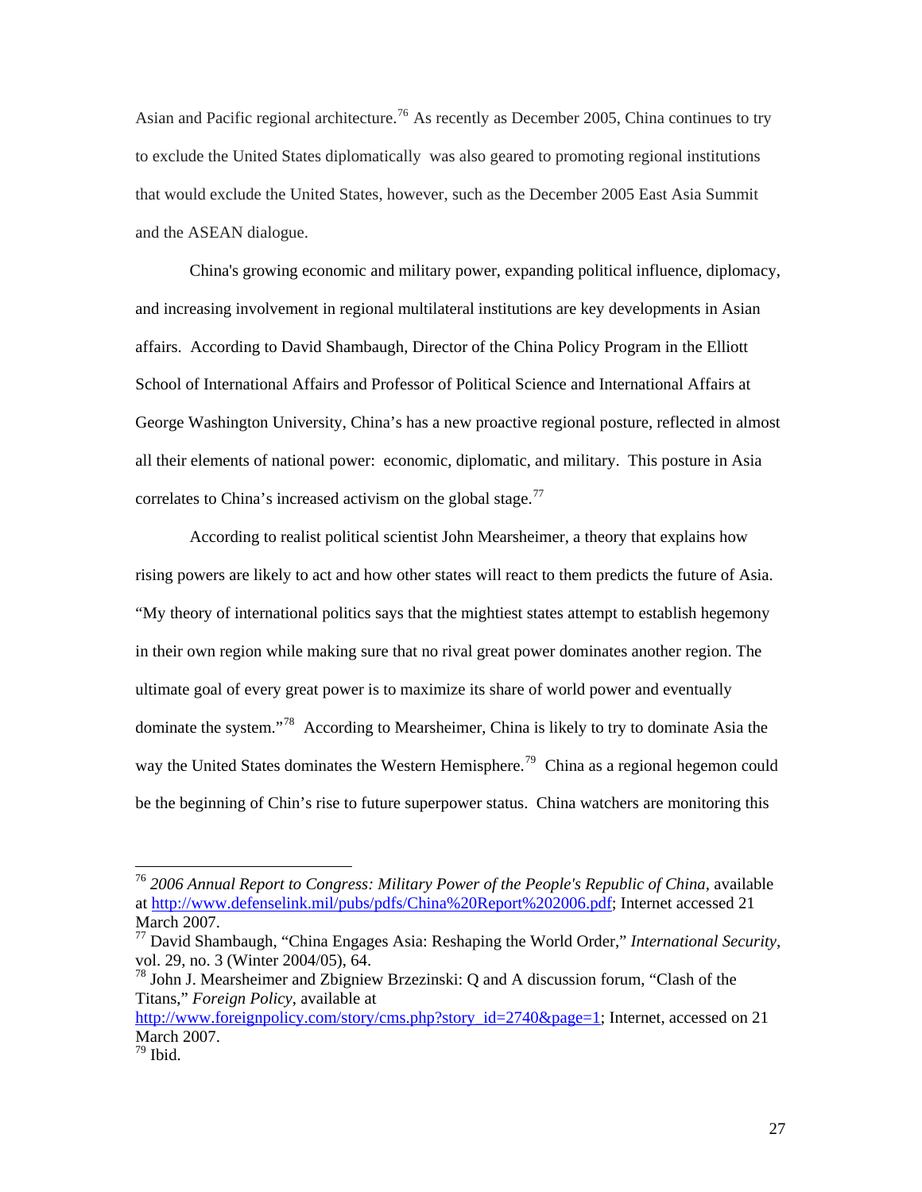Asian and Pacific regional architecture.[76] As recently as December 2005, China continues to try to exclude the United States diplomatically was also geared to promoting regional institutions that would exclude the United States, however, such as the December 2005 East Asia Summit and the ASEAN dialogue.

China's growing economic and military power, expanding political influence, diplomacy, and increasing involvement in regional multilateral institutions are key developments in Asian affairs. According to David Shambaugh, Director of the China Policy Program in the Elliott School of International Affairs and Professor of Political Science and International Affairs at George Washington University, China's has a new proactive regional posture, reflected in almost all their elements of national power: economic, diplomatic, and military. This posture in Asia correlates to China's increased activism on the global stage.[77]

According to realist political scientist John Mearsheimer, a theory that explains how rising powers are likely to act and how other states will react to them predicts the future of Asia. "My theory of international politics says that the mightiest states attempt to establish hegemony in their own region while making sure that no rival great power dominates another region. The ultimate goal of every great power is to maximize its share of world power and eventually dominate the system."[78] According to Mearsheimer, China is likely to try to dominate Asia the way the United States dominates the Western Hemisphere.[79] China as a regional hegemon could be the beginning of Chin's rise to future superpower status. China watchers are monitoring this

---

[76] *2006 Annual Report to Congress: Military Power of the People's Republic of China*, available at http://www.defenselink.mil/pubs/pdfs/China%20Report%202006.pdf; Internet accessed 21 March 2007.

[77] David Shambaugh, "China Engages Asia: Reshaping the World Order," *International Security*, vol. 29, no. 3 (Winter 2004/05), 64.

[78] John J. Mearsheimer and Zbigniew Brzezinski: Q and A discussion forum, "Clash of the Titans," *Foreign Policy*, available at http://www.foreignpolicy.com/story/cms.php?story_id=2740&page=1; Internet, accessed on 21 March 2007.

[79] Ibid.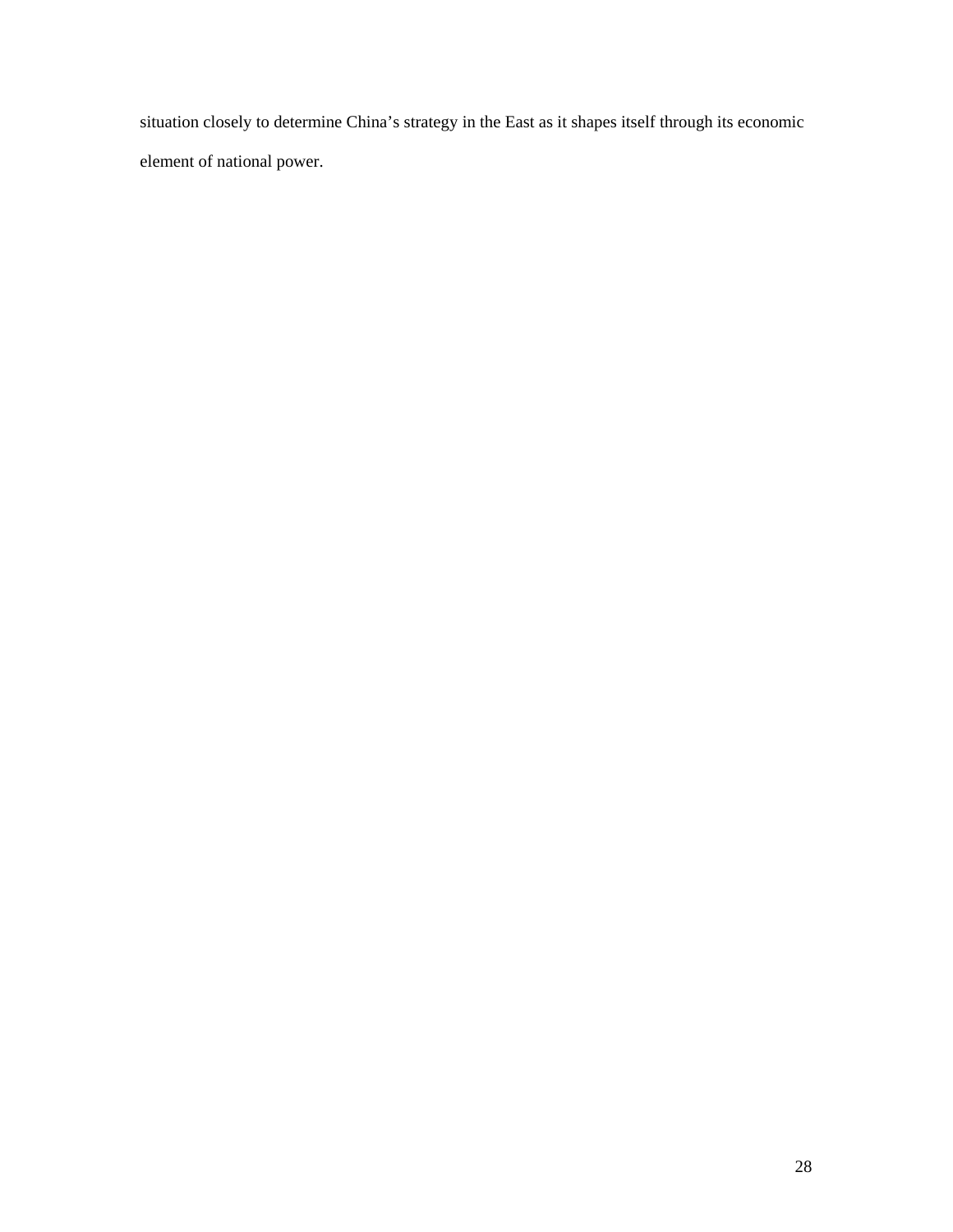situation closely to determine China's strategy in the East as it shapes itself through its economic element of national power.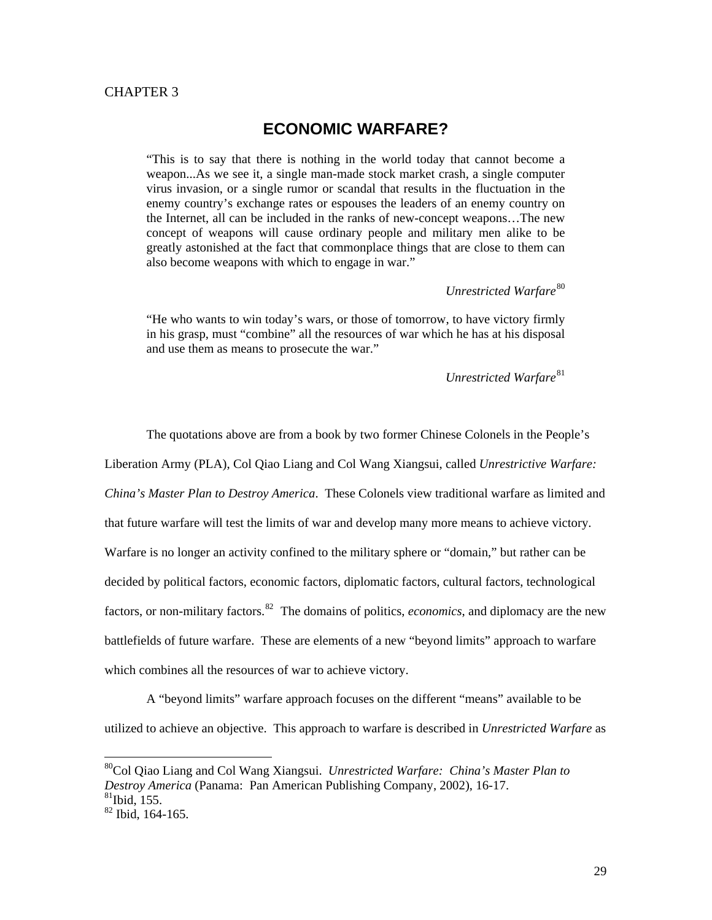CHAPTER 3

# ECONOMIC WARFARE?

> "This is to say that there is nothing in the world today that cannot become a weapon...As we see it, a single man-made stock market crash, a single computer virus invasion, or a single rumor or scandal that results in the fluctuation in the enemy country's exchange rates or espouses the leaders of an enemy country on the Internet, all can be included in the ranks of new-concept weapons…The new concept of weapons will cause ordinary people and military men alike to be greatly astonished at the fact that commonplace things that are close to them can also become weapons with which to engage in war."
>
> *Unrestricted Warfare*[80]

> "He who wants to win today's wars, or those of tomorrow, to have victory firmly in his grasp, must "combine" all the resources of war which he has at his disposal and use them as means to prosecute the war."
>
> *Unrestricted Warfare*[81]

The quotations above are from a book by two former Chinese Colonels in the People's Liberation Army (PLA), Col Qiao Liang and Col Wang Xiangsui, called *Unrestrictive Warfare: China's Master Plan to Destroy America*. These Colonels view traditional warfare as limited and that future warfare will test the limits of war and develop many more means to achieve victory. Warfare is no longer an activity confined to the military sphere or "domain," but rather can be decided by political factors, economic factors, diplomatic factors, cultural factors, technological factors, or non-military factors.[82] The domains of politics, *economics*, and diplomacy are the new battlefields of future warfare. These are elements of a new "beyond limits" approach to warfare which combines all the resources of war to achieve victory.

A "beyond limits" warfare approach focuses on the different "means" available to be utilized to achieve an objective. This approach to warfare is described in *Unrestricted Warfare* as

---

[80] Col Qiao Liang and Col Wang Xiangsui. *Unrestricted Warfare: China's Master Plan to Destroy America* (Panama: Pan American Publishing Company, 2002), 16-17.
[81] Ibid, 155.
[82] Ibid, 164-165.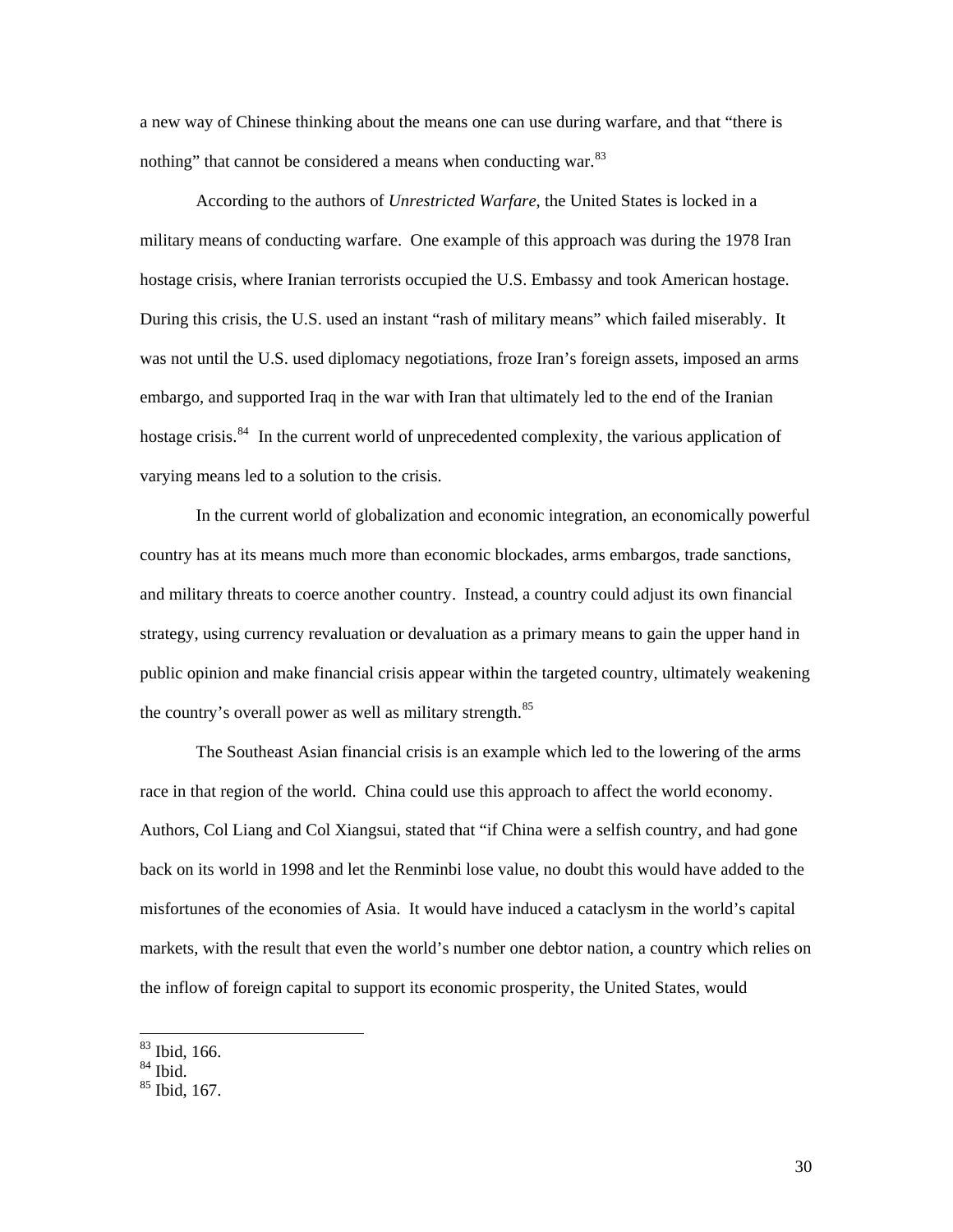a new way of Chinese thinking about the means one can use during warfare, and that "there is nothing" that cannot be considered a means when conducting war.[83]

According to the authors of *Unrestricted Warfare*, the United States is locked in a military means of conducting warfare. One example of this approach was during the 1978 Iran hostage crisis, where Iranian terrorists occupied the U.S. Embassy and took American hostage. During this crisis, the U.S. used an instant "rash of military means" which failed miserably. It was not until the U.S. used diplomacy negotiations, froze Iran's foreign assets, imposed an arms embargo, and supported Iraq in the war with Iran that ultimately led to the end of the Iranian hostage crisis.[84] In the current world of unprecedented complexity, the various application of varying means led to a solution to the crisis.

In the current world of globalization and economic integration, an economically powerful country has at its means much more than economic blockades, arms embargos, trade sanctions, and military threats to coerce another country. Instead, a country could adjust its own financial strategy, using currency revaluation or devaluation as a primary means to gain the upper hand in public opinion and make financial crisis appear within the targeted country, ultimately weakening the country's overall power as well as military strength.[85]

The Southeast Asian financial crisis is an example which led to the lowering of the arms race in that region of the world. China could use this approach to affect the world economy. Authors, Col Liang and Col Xiangsui, stated that "if China were a selfish country, and had gone back on its world in 1998 and let the Renminbi lose value, no doubt this would have added to the misfortunes of the economies of Asia. It would have induced a cataclysm in the world's capital markets, with the result that even the world's number one debtor nation, a country which relies on the inflow of foreign capital to support its economic prosperity, the United States, would

---

[83] Ibid, 166.
[84] Ibid.
[85] Ibid, 167.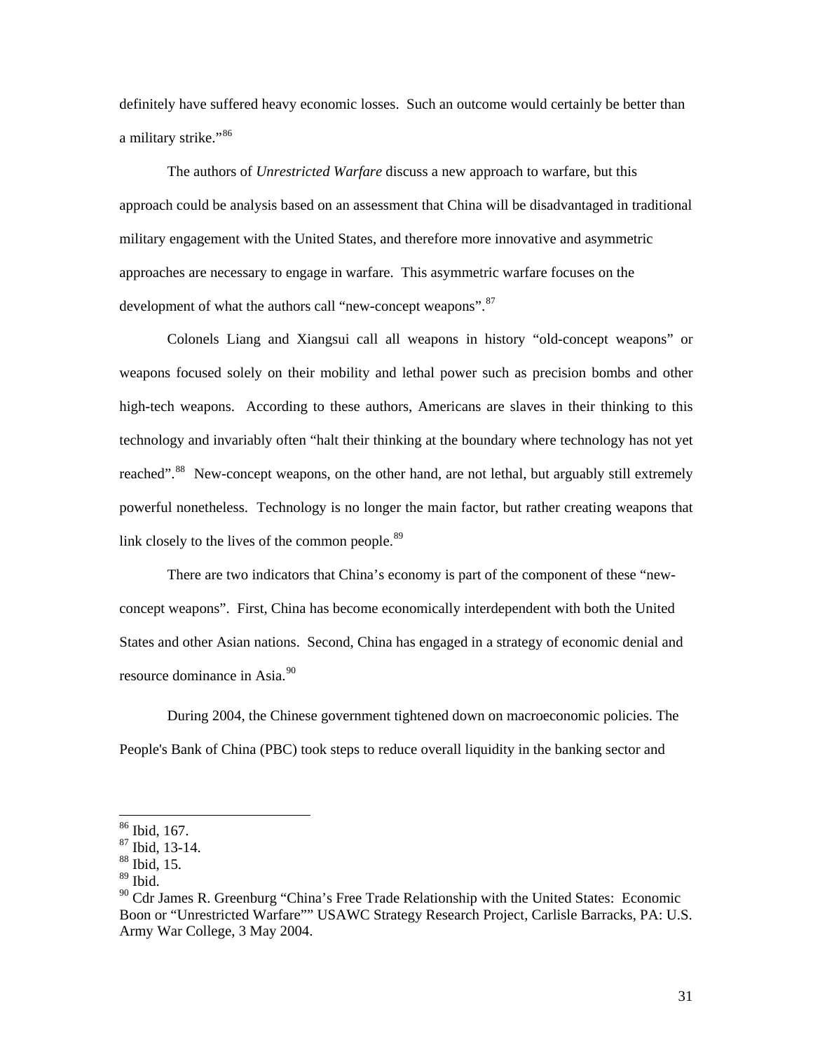definitely have suffered heavy economic losses. Such an outcome would certainly be better than a military strike."[86]

The authors of *Unrestricted Warfare* discuss a new approach to warfare, but this approach could be analysis based on an assessment that China will be disadvantaged in traditional military engagement with the United States, and therefore more innovative and asymmetric approaches are necessary to engage in warfare. This asymmetric warfare focuses on the development of what the authors call "new-concept weapons".[87]

Colonels Liang and Xiangsui call all weapons in history "old-concept weapons" or weapons focused solely on their mobility and lethal power such as precision bombs and other high-tech weapons. According to these authors, Americans are slaves in their thinking to this technology and invariably often "halt their thinking at the boundary where technology has not yet reached".[88] New-concept weapons, on the other hand, are not lethal, but arguably still extremely powerful nonetheless. Technology is no longer the main factor, but rather creating weapons that link closely to the lives of the common people.[89]

There are two indicators that China's economy is part of the component of these "new-concept weapons". First, China has become economically interdependent with both the United States and other Asian nations. Second, China has engaged in a strategy of economic denial and resource dominance in Asia.[90]

During 2004, the Chinese government tightened down on macroeconomic policies. The People's Bank of China (PBC) took steps to reduce overall liquidity in the banking sector and

---

[86] Ibid, 167.
[87] Ibid, 13-14.
[88] Ibid, 15.
[89] Ibid.
[90] Cdr James R. Greenburg "China's Free Trade Relationship with the United States: Economic Boon or "Unrestricted Warfare"" USAWC Strategy Research Project, Carlisle Barracks, PA: U.S. Army War College, 3 May 2004.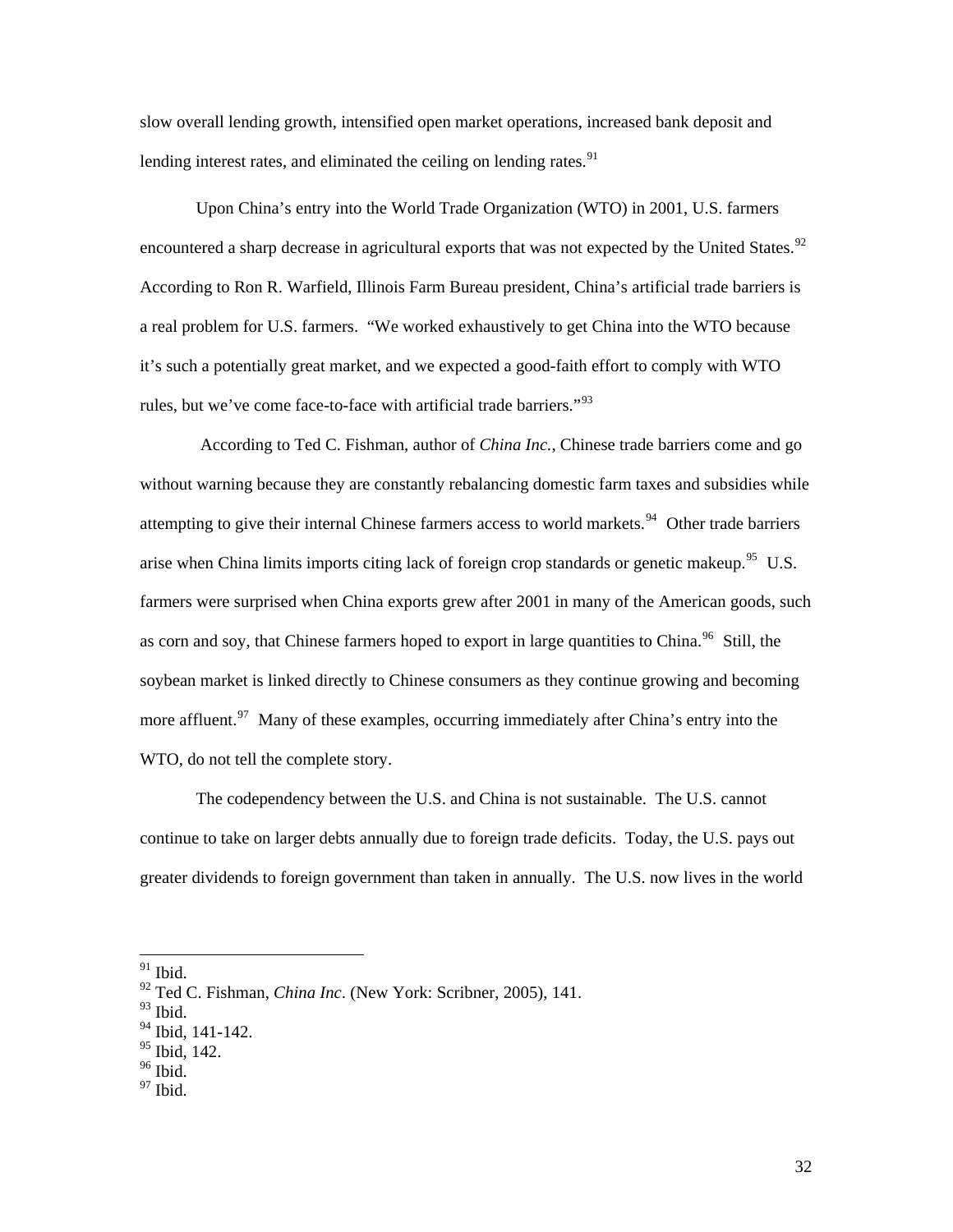slow overall lending growth, intensified open market operations, increased bank deposit and lending interest rates, and eliminated the ceiling on lending rates.[91]

Upon China's entry into the World Trade Organization (WTO) in 2001, U.S. farmers encountered a sharp decrease in agricultural exports that was not expected by the United States.[92] According to Ron R. Warfield, Illinois Farm Bureau president, China's artificial trade barriers is a real problem for U.S. farmers. "We worked exhaustively to get China into the WTO because it's such a potentially great market, and we expected a good-faith effort to comply with WTO rules, but we've come face-to-face with artificial trade barriers."[93]

According to Ted C. Fishman, author of *China Inc.*, Chinese trade barriers come and go without warning because they are constantly rebalancing domestic farm taxes and subsidies while attempting to give their internal Chinese farmers access to world markets.[94] Other trade barriers arise when China limits imports citing lack of foreign crop standards or genetic makeup.[95] U.S. farmers were surprised when China exports grew after 2001 in many of the American goods, such as corn and soy, that Chinese farmers hoped to export in large quantities to China.[96] Still, the soybean market is linked directly to Chinese consumers as they continue growing and becoming more affluent.[97] Many of these examples, occurring immediately after China's entry into the WTO, do not tell the complete story.

The codependency between the U.S. and China is not sustainable. The U.S. cannot continue to take on larger debts annually due to foreign trade deficits. Today, the U.S. pays out greater dividends to foreign government than taken in annually. The U.S. now lives in the world

---

[91] Ibid.
[92] Ted C. Fishman, *China Inc*. (New York: Scribner, 2005), 141.
[93] Ibid.
[94] Ibid, 141-142.
[95] Ibid, 142.
[96] Ibid.
[97] Ibid.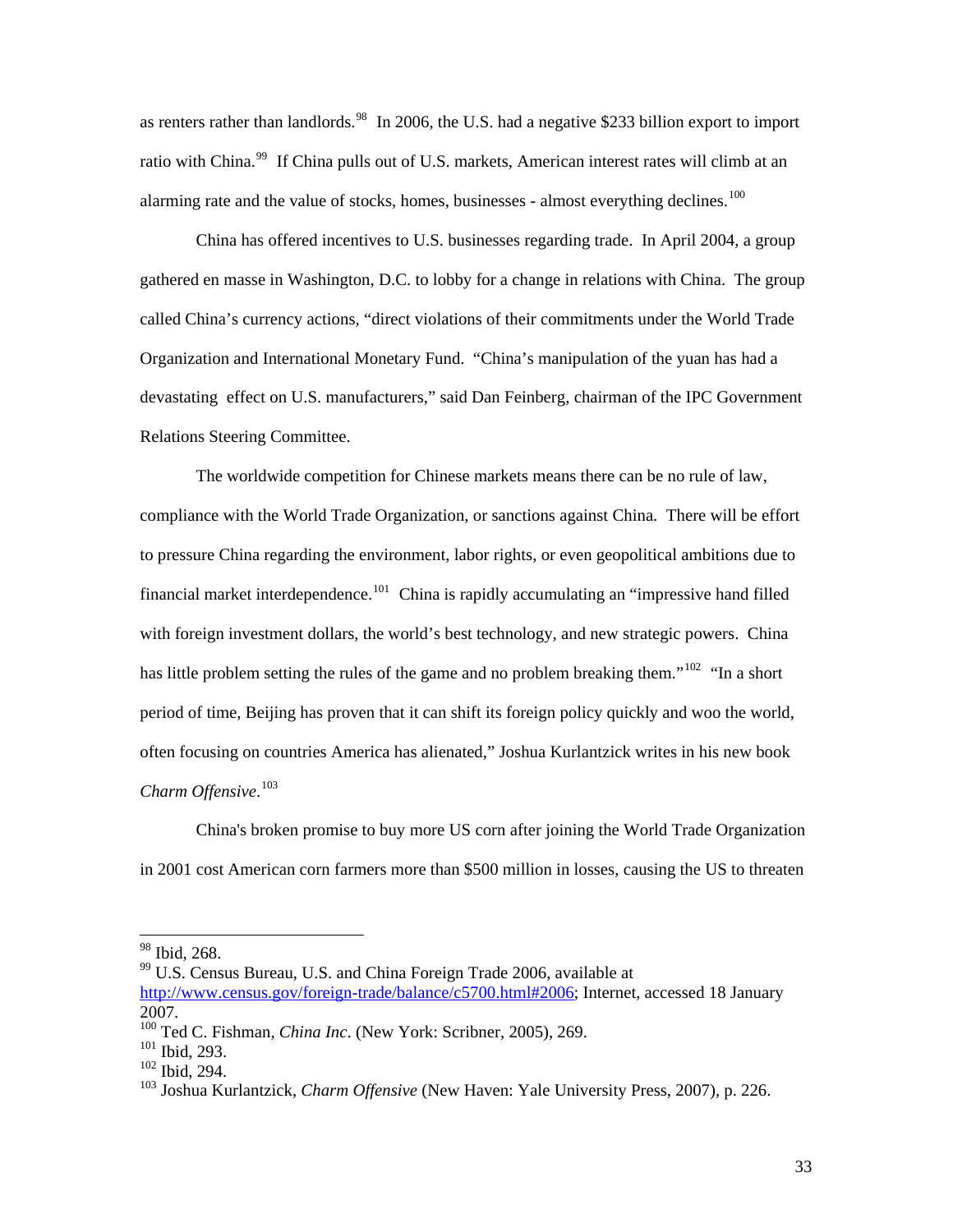as renters rather than landlords.[98] In 2006, the U.S. had a negative $233 billion export to import ratio with China.[99] If China pulls out of U.S. markets, American interest rates will climb at an alarming rate and the value of stocks, homes, businesses - almost everything declines.[100]

China has offered incentives to U.S. businesses regarding trade. In April 2004, a group gathered en masse in Washington, D.C. to lobby for a change in relations with China. The group called China's currency actions, "direct violations of their commitments under the World Trade Organization and International Monetary Fund. "China's manipulation of the yuan has had a devastating effect on U.S. manufacturers," said Dan Feinberg, chairman of the IPC Government Relations Steering Committee.

The worldwide competition for Chinese markets means there can be no rule of law, compliance with the World Trade Organization, or sanctions against China. There will be effort to pressure China regarding the environment, labor rights, or even geopolitical ambitions due to financial market interdependence.[101] China is rapidly accumulating an "impressive hand filled with foreign investment dollars, the world's best technology, and new strategic powers. China has little problem setting the rules of the game and no problem breaking them."[102] "In a short period of time, Beijing has proven that it can shift its foreign policy quickly and woo the world, often focusing on countries America has alienated," Joshua Kurlantzick writes in his new book *Charm Offensive*.[103]

China's broken promise to buy more US corn after joining the World Trade Organization in 2001 cost American corn farmers more than $500 million in losses, causing the US to threaten

---

[98] Ibid, 268.

[99] U.S. Census Bureau, U.S. and China Foreign Trade 2006, available at http://www.census.gov/foreign-trade/balance/c5700.html#2006; Internet, accessed 18 January 2007.

[100] Ted C. Fishman, *China Inc*. (New York: Scribner, 2005), 269.

[101] Ibid, 293.

[102] Ibid, 294.

[103] Joshua Kurlantzick, *Charm Offensive* (New Haven: Yale University Press, 2007), p. 226.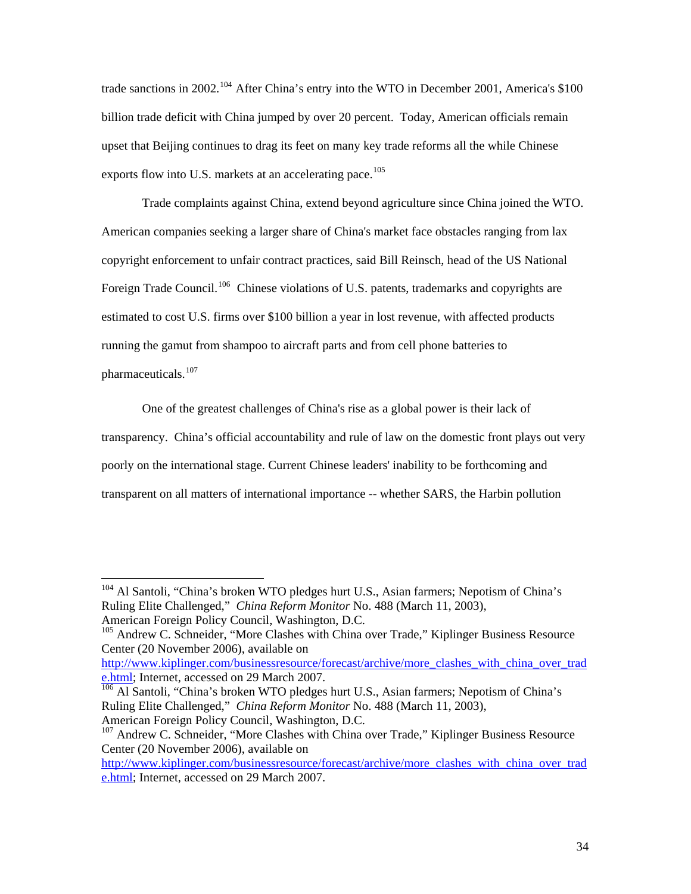trade sanctions in 2002.[104] After China's entry into the WTO in December 2001, America's $100 billion trade deficit with China jumped by over 20 percent. Today, American officials remain upset that Beijing continues to drag its feet on many key trade reforms all the while Chinese exports flow into U.S. markets at an accelerating pace.[105]

Trade complaints against China, extend beyond agriculture since China joined the WTO. American companies seeking a larger share of China's market face obstacles ranging from lax copyright enforcement to unfair contract practices, said Bill Reinsch, head of the US National Foreign Trade Council.[106] Chinese violations of U.S. patents, trademarks and copyrights are estimated to cost U.S. firms over $100 billion a year in lost revenue, with affected products running the gamut from shampoo to aircraft parts and from cell phone batteries to pharmaceuticals.[107]

One of the greatest challenges of China's rise as a global power is their lack of transparency. China's official accountability and rule of law on the domestic front plays out very poorly on the international stage. Current Chinese leaders' inability to be forthcoming and transparent on all matters of international importance -- whether SARS, the Harbin pollution

---

[104] Al Santoli, "China's broken WTO pledges hurt U.S., Asian farmers; Nepotism of China's Ruling Elite Challenged," *China Reform Monitor* No. 488 (March 11, 2003), American Foreign Policy Council, Washington, D.C.

[105] Andrew C. Schneider, "More Clashes with China over Trade," Kiplinger Business Resource Center (20 November 2006), available on http://www.kiplinger.com/businessresource/forecast/archive/more_clashes_with_china_over_trade.html; Internet, accessed on 29 March 2007.

[106] Al Santoli, "China's broken WTO pledges hurt U.S., Asian farmers; Nepotism of China's Ruling Elite Challenged," *China Reform Monitor* No. 488 (March 11, 2003), American Foreign Policy Council, Washington, D.C.

[107] Andrew C. Schneider, "More Clashes with China over Trade," Kiplinger Business Resource Center (20 November 2006), available on http://www.kiplinger.com/businessresource/forecast/archive/more_clashes_with_china_over_trade.html; Internet, accessed on 29 March 2007.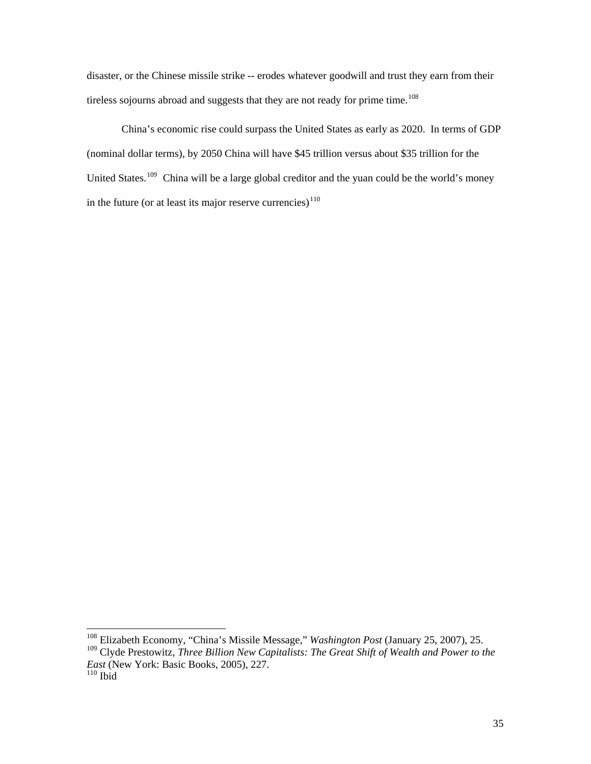disaster, or the Chinese missile strike -- erodes whatever goodwill and trust they earn from their tireless sojourns abroad and suggests that they are not ready for prime time.[108]

China's economic rise could surpass the United States as early as 2020. In terms of GDP (nominal dollar terms), by 2050 China will have $45 trillion versus about $35 trillion for the United States.[109] China will be a large global creditor and the yuan could be the world's money in the future (or at least its major reserve currencies)[110]

---

[108] Elizabeth Economy, "China's Missile Message," *Washington Post* (January 25, 2007), 25.
[109] Clyde Prestowitz, *Three Billion New Capitalists: The Great Shift of Wealth and Power to the East* (New York: Basic Books, 2005), 227.
[110] Ibid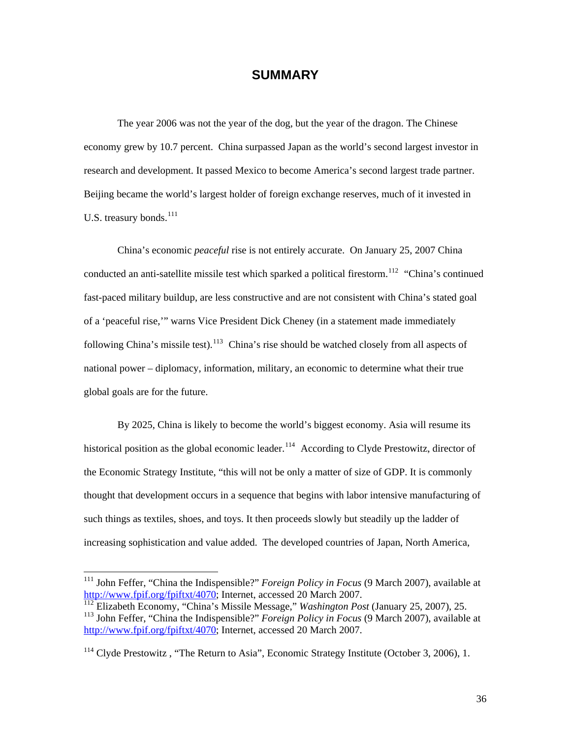# SUMMARY

The year 2006 was not the year of the dog, but the year of the dragon. The Chinese economy grew by 10.7 percent. China surpassed Japan as the world's second largest investor in research and development. It passed Mexico to become America's second largest trade partner. Beijing became the world's largest holder of foreign exchange reserves, much of it invested in U.S. treasury bonds.[111]

China's economic *peaceful* rise is not entirely accurate. On January 25, 2007 China conducted an anti-satellite missile test which sparked a political firestorm.[112] "China's continued fast-paced military buildup, are less constructive and are not consistent with China's stated goal of a 'peaceful rise,'" warns Vice President Dick Cheney (in a statement made immediately following China's missile test).[113] China's rise should be watched closely from all aspects of national power – diplomacy, information, military, an economic to determine what their true global goals are for the future.

By 2025, China is likely to become the world's biggest economy. Asia will resume its historical position as the global economic leader.[114] According to Clyde Prestowitz, director of the Economic Strategy Institute, "this will not be only a matter of size of GDP. It is commonly thought that development occurs in a sequence that begins with labor intensive manufacturing of such things as textiles, shoes, and toys. It then proceeds slowly but steadily up the ladder of increasing sophistication and value added. The developed countries of Japan, North America,

---

[111] John Feffer, "China the Indispensible?" *Foreign Policy in Focus* (9 March 2007), available at http://www.fpif.org/fpiftxt/4070; Internet, accessed 20 March 2007.

[112] Elizabeth Economy, "China's Missile Message," *Washington Post* (January 25, 2007), 25.

[113] John Feffer, "China the Indispensible?" *Foreign Policy in Focus* (9 March 2007), available at http://www.fpif.org/fpiftxt/4070; Internet, accessed 20 March 2007.

[114] Clyde Prestowitz , "The Return to Asia", Economic Strategy Institute (October 3, 2006), 1.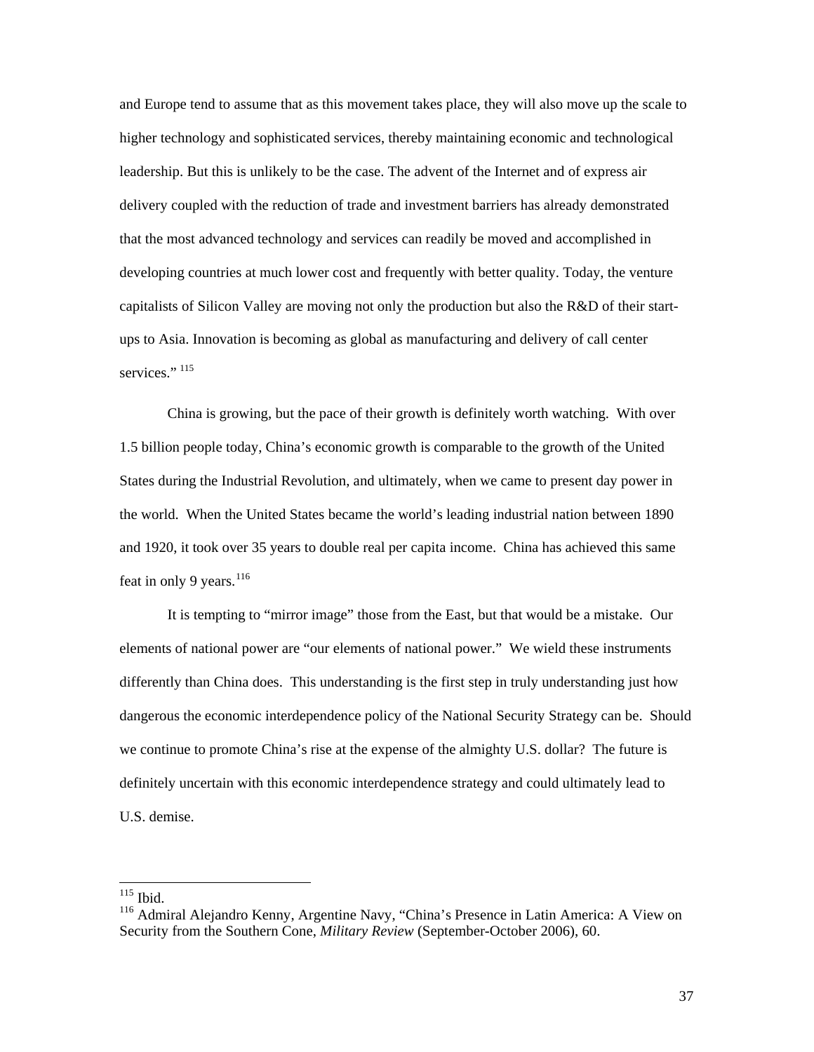and Europe tend to assume that as this movement takes place, they will also move up the scale to higher technology and sophisticated services, thereby maintaining economic and technological leadership. But this is unlikely to be the case. The advent of the Internet and of express air delivery coupled with the reduction of trade and investment barriers has already demonstrated that the most advanced technology and services can readily be moved and accomplished in developing countries at much lower cost and frequently with better quality. Today, the venture capitalists of Silicon Valley are moving not only the production but also the R&D of their start-ups to Asia. Innovation is becoming as global as manufacturing and delivery of call center services."[115]

China is growing, but the pace of their growth is definitely worth watching. With over 1.5 billion people today, China's economic growth is comparable to the growth of the United States during the Industrial Revolution, and ultimately, when we came to present day power in the world. When the United States became the world's leading industrial nation between 1890 and 1920, it took over 35 years to double real per capita income. China has achieved this same feat in only 9 years.[116]

It is tempting to "mirror image" those from the East, but that would be a mistake. Our elements of national power are "our elements of national power." We wield these instruments differently than China does. This understanding is the first step in truly understanding just how dangerous the economic interdependence policy of the National Security Strategy can be. Should we continue to promote China's rise at the expense of the almighty U.S. dollar? The future is definitely uncertain with this economic interdependence strategy and could ultimately lead to U.S. demise.

---

[115] Ibid.

[116] Admiral Alejandro Kenny, Argentine Navy, "China's Presence in Latin America: A View on Security from the Southern Cone, *Military Review* (September-October 2006), 60.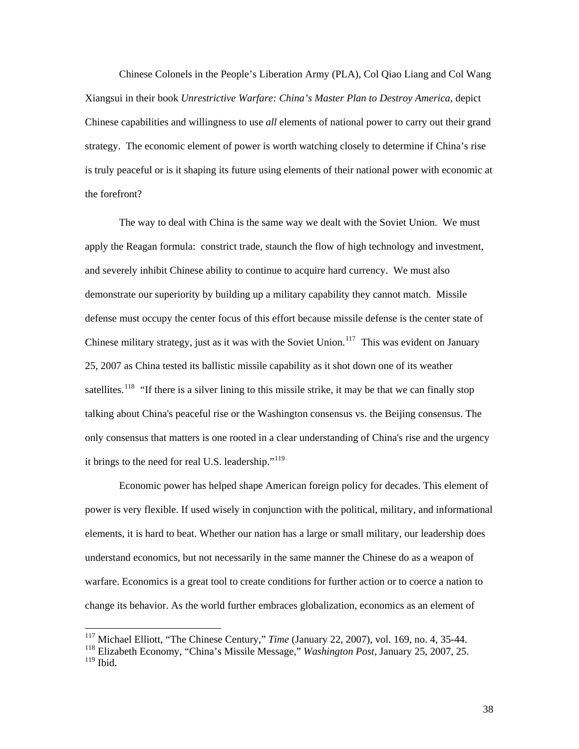Chinese Colonels in the People's Liberation Army (PLA), Col Qiao Liang and Col Wang Xiangsui in their book *Unrestrictive Warfare: China's Master Plan to Destroy America*, depict Chinese capabilities and willingness to use *all* elements of national power to carry out their grand strategy. The economic element of power is worth watching closely to determine if China's rise is truly peaceful or is it shaping its future using elements of their national power with economic at the forefront?

The way to deal with China is the same way we dealt with the Soviet Union. We must apply the Reagan formula: constrict trade, staunch the flow of high technology and investment, and severely inhibit Chinese ability to continue to acquire hard currency. We must also demonstrate our superiority by building up a military capability they cannot match. Missile defense must occupy the center focus of this effort because missile defense is the center state of Chinese military strategy, just as it was with the Soviet Union.[117] This was evident on January 25, 2007 as China tested its ballistic missile capability as it shot down one of its weather satellites.[118] "If there is a silver lining to this missile strike, it may be that we can finally stop talking about China's peaceful rise or the Washington consensus vs. the Beijing consensus. The only consensus that matters is one rooted in a clear understanding of China's rise and the urgency it brings to the need for real U.S. leadership."[119]

Economic power has helped shape American foreign policy for decades. This element of power is very flexible. If used wisely in conjunction with the political, military, and informational elements, it is hard to beat. Whether our nation has a large or small military, our leadership does understand economics, but not necessarily in the same manner the Chinese do as a weapon of warfare. Economics is a great tool to create conditions for further action or to coerce a nation to change its behavior. As the world further embraces globalization, economics as an element of

---

[117] Michael Elliott, "The Chinese Century," *Time* (January 22, 2007), vol. 169, no. 4, 35-44.
[118] Elizabeth Economy, "China's Missile Message," *Washington Post*, January 25, 2007, 25.
[119] Ibid.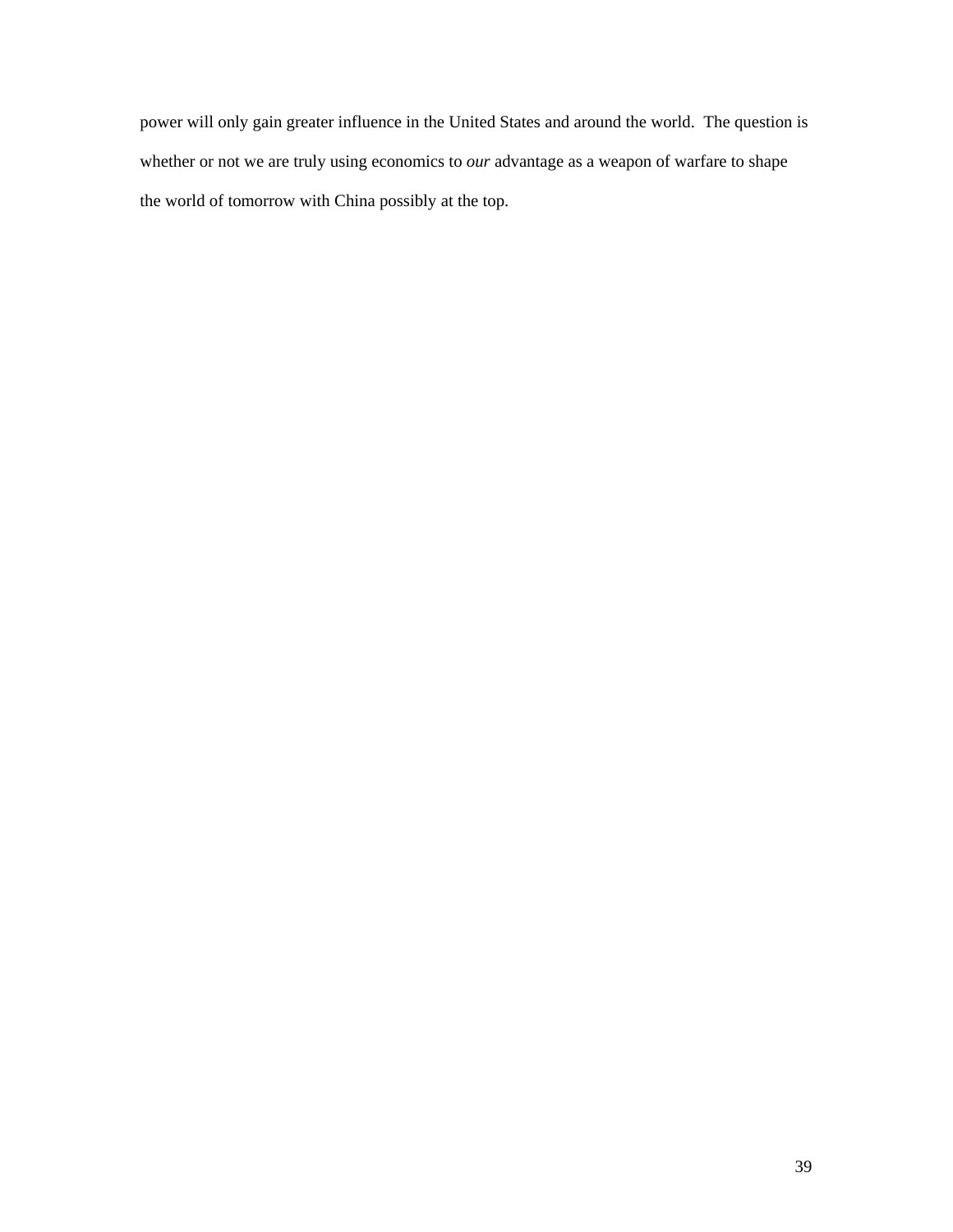power will only gain greater influence in the United States and around the world. The question is whether or not we are truly using economics to *our* advantage as a weapon of warfare to shape the world of tomorrow with China possibly at the top.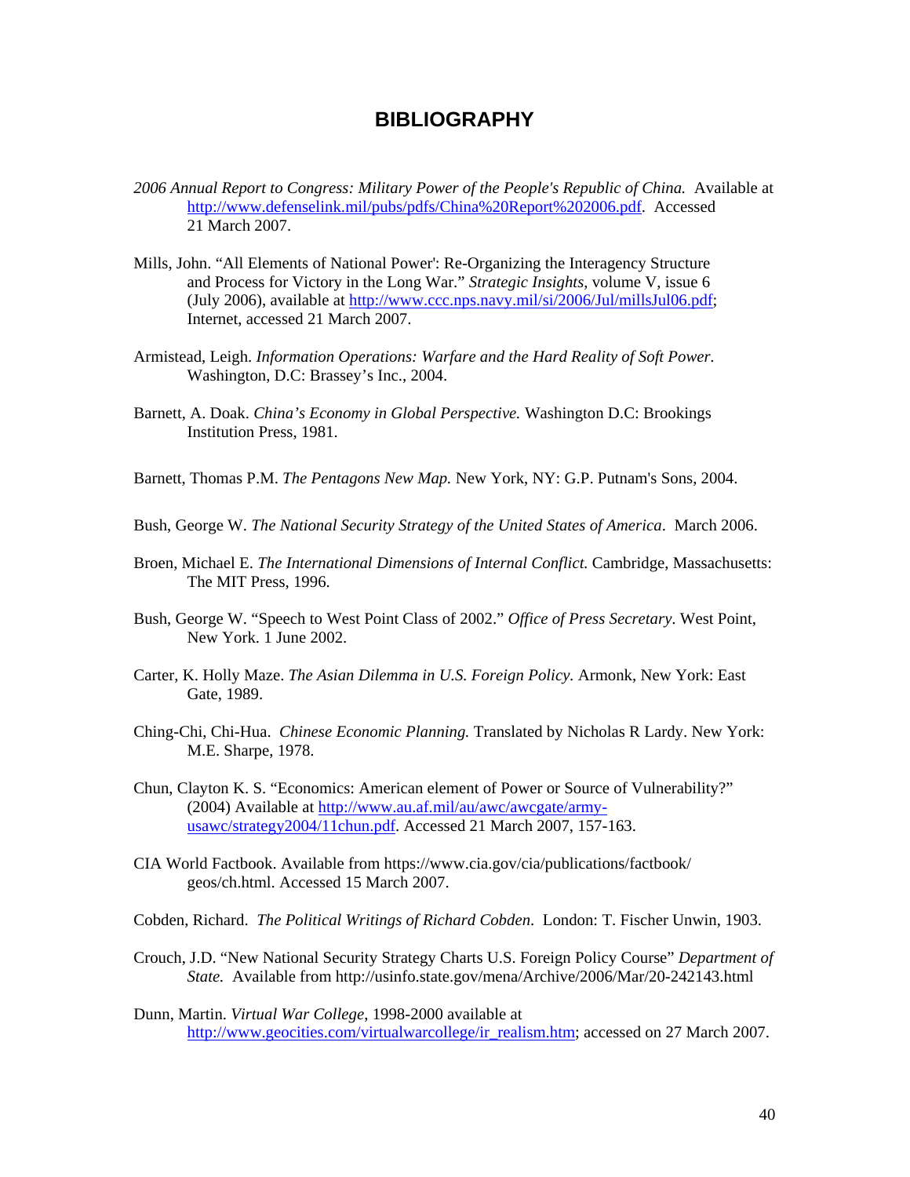# BIBLIOGRAPHY

*2006 Annual Report to Congress: Military Power of the People's Republic of China.* Available at http://www.defenselink.mil/pubs/pdfs/China%20Report%202006.pdf. Accessed 21 March 2007.

Mills, John. "All Elements of National Power': Re-Organizing the Interagency Structure and Process for Victory in the Long War." *Strategic Insights*, volume V, issue 6 (July 2006), available at http://www.ccc.nps.navy.mil/si/2006/Jul/millsJul06.pdf; Internet, accessed 21 March 2007.

Armistead, Leigh. *Information Operations: Warfare and the Hard Reality of Soft Power*. Washington, D.C: Brassey's Inc., 2004.

Barnett, A. Doak. *China's Economy in Global Perspective.* Washington D.C: Brookings Institution Press, 1981.

Barnett, Thomas P.M. *The Pentagons New Map.* New York, NY: G.P. Putnam's Sons, 2004.

Bush, George W. *The National Security Strategy of the United States of America*. March 2006.

Broen, Michael E. *The International Dimensions of Internal Conflict.* Cambridge, Massachusetts: The MIT Press, 1996.

Bush, George W. "Speech to West Point Class of 2002." *Office of Press Secretary*. West Point, New York. 1 June 2002.

Carter, K. Holly Maze. *The Asian Dilemma in U.S. Foreign Policy.* Armonk, New York: East Gate, 1989.

Ching-Chi, Chi-Hua. *Chinese Economic Planning.* Translated by Nicholas R Lardy. New York: M.E. Sharpe, 1978.

Chun, Clayton K. S. "Economics: American element of Power or Source of Vulnerability?" (2004) Available at http://www.au.af.mil/au/awc/awcgate/army-usawc/strategy2004/11chun.pdf. Accessed 21 March 2007, 157-163.

CIA World Factbook. Available from https://www.cia.gov/cia/publications/factbook/geos/ch.html. Accessed 15 March 2007.

Cobden, Richard. *The Political Writings of Richard Cobden*. London: T. Fischer Unwin, 1903.

Crouch, J.D. "New National Security Strategy Charts U.S. Foreign Policy Course" *Department of State.* Available from http://usinfo.state.gov/mena/Archive/2006/Mar/20-242143.html

Dunn, Martin. *Virtual War College*, 1998-2000 available at http://www.geocities.com/virtualwarcollege/ir_realism.htm; accessed on 27 March 2007.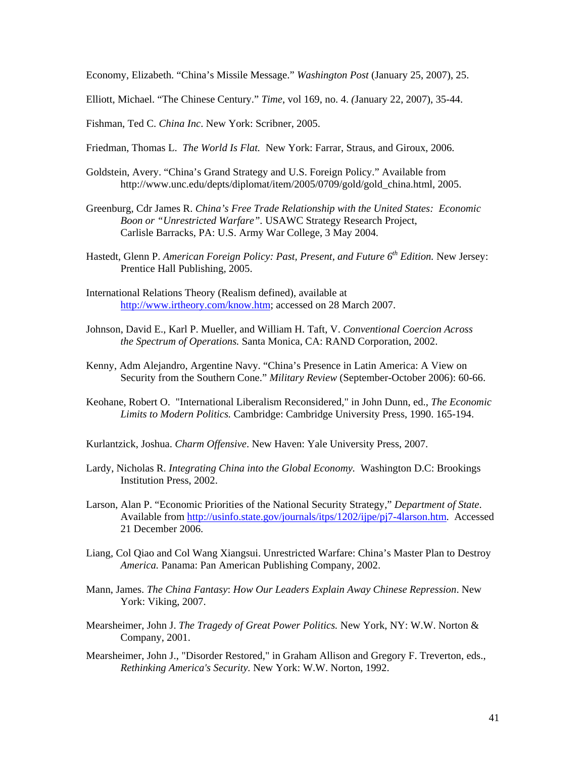Economy, Elizabeth. "China's Missile Message." *Washington Post* (January 25, 2007), 25.

Elliott, Michael. "The Chinese Century." *Time*, vol 169, no. 4. (January 22, 2007), 35-44.

Fishman, Ted C. *China Inc*. New York: Scribner, 2005.

Friedman, Thomas L. *The World Is Flat.* New York: Farrar, Straus, and Giroux, 2006.

Goldstein, Avery. "China's Grand Strategy and U.S. Foreign Policy." Available from http://www.unc.edu/depts/diplomat/item/2005/0709/gold/gold_china.html, 2005.

Greenburg, Cdr James R. *China's Free Trade Relationship with the United States: Economic Boon or "Unrestricted Warfare"*. USAWC Strategy Research Project, Carlisle Barracks, PA: U.S. Army War College, 3 May 2004.

Hastedt, Glenn P. *American Foreign Policy: Past, Present, and Future 6th Edition.* New Jersey: Prentice Hall Publishing, 2005.

International Relations Theory (Realism defined), available at http://www.irtheory.com/know.htm; accessed on 28 March 2007.

Johnson, David E., Karl P. Mueller, and William H. Taft, V. *Conventional Coercion Across the Spectrum of Operations.* Santa Monica, CA: RAND Corporation, 2002.

Kenny, Adm Alejandro, Argentine Navy. "China's Presence in Latin America: A View on Security from the Southern Cone." *Military Review* (September-October 2006): 60-66.

Keohane, Robert O. "International Liberalism Reconsidered," in John Dunn, ed., *The Economic Limits to Modern Politics.* Cambridge: Cambridge University Press, 1990. 165-194.

Kurlantzick, Joshua. *Charm Offensive*. New Haven: Yale University Press, 2007.

Lardy, Nicholas R. *Integrating China into the Global Economy.* Washington D.C: Brookings Institution Press, 2002.

Larson, Alan P. "Economic Priorities of the National Security Strategy," *Department of State*. Available from http://usinfo.state.gov/journals/itps/1202/ijpe/pj7-4larson.htm. Accessed 21 December 2006.

Liang, Col Qiao and Col Wang Xiangsui. Unrestricted Warfare: China's Master Plan to Destroy *America.* Panama: Pan American Publishing Company, 2002.

Mann, James. *The China Fantasy*: *How Our Leaders Explain Away Chinese Repression*. New York: Viking, 2007.

Mearsheimer, John J. *The Tragedy of Great Power Politics.* New York, NY: W.W. Norton & Company, 2001.

Mearsheimer, John J., "Disorder Restored," in Graham Allison and Gregory F. Treverton, eds., *Rethinking America's Security.* New York: W.W. Norton, 1992.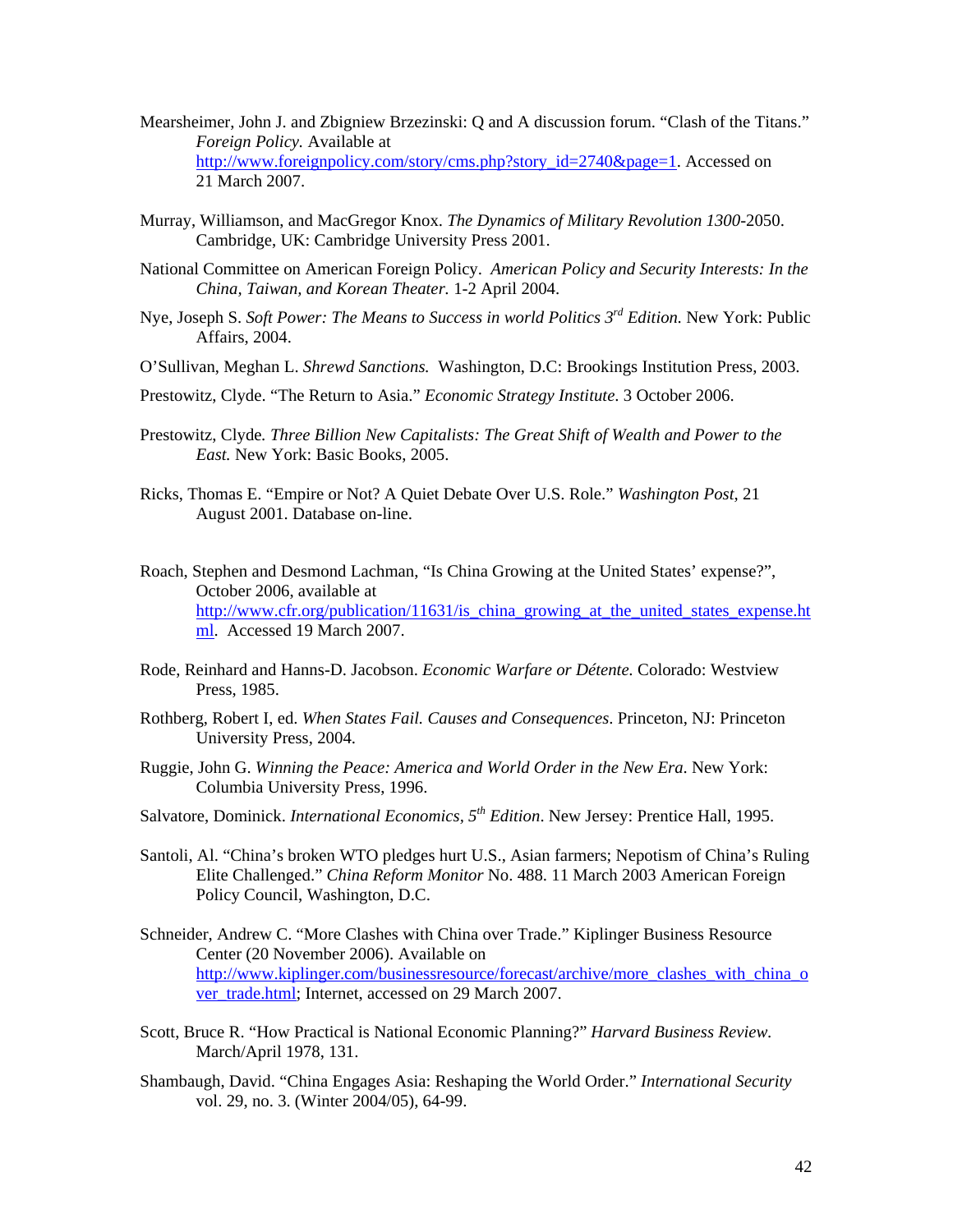Mearsheimer, John J. and Zbigniew Brzezinski: Q and A discussion forum. "Clash of the Titans." *Foreign Policy.* Available at http://www.foreignpolicy.com/story/cms.php?story_id=2740&page=1. Accessed on 21 March 2007.

Murray, Williamson, and MacGregor Knox. *The Dynamics of Military Revolution 1300*-2050. Cambridge, UK: Cambridge University Press 2001.

National Committee on American Foreign Policy. *American Policy and Security Interests: In the China, Taiwan, and Korean Theater.* 1-2 April 2004.

Nye, Joseph S. *Soft Power: The Means to Success in world Politics 3rd Edition.* New York: Public Affairs, 2004.

O'Sullivan, Meghan L. *Shrewd Sanctions.* Washington, D.C: Brookings Institution Press, 2003.

Prestowitz, Clyde. "The Return to Asia." *Economic Strategy Institute*. 3 October 2006.

Prestowitz, Clyde. *Three Billion New Capitalists: The Great Shift of Wealth and Power to the East.* New York: Basic Books, 2005.

Ricks, Thomas E. "Empire or Not? A Quiet Debate Over U.S. Role." *Washington Post*, 21 August 2001. Database on-line.

Roach, Stephen and Desmond Lachman, "Is China Growing at the United States' expense?", October 2006, available at http://www.cfr.org/publication/11631/is_china_growing_at_the_united_states_expense.html. Accessed 19 March 2007.

Rode, Reinhard and Hanns-D. Jacobson. *Economic Warfare or Détente.* Colorado: Westview Press, 1985.

Rothberg, Robert I, ed. *When States Fail. Causes and Consequences*. Princeton, NJ: Princeton University Press, 2004.

Ruggie, John G. *Winning the Peace: America and World Order in the New Era*. New York: Columbia University Press, 1996.

Salvatore, Dominick. *International Economics, 5th Edition*. New Jersey: Prentice Hall, 1995.

Santoli, Al. "China's broken WTO pledges hurt U.S., Asian farmers; Nepotism of China's Ruling Elite Challenged." *China Reform Monitor* No. 488. 11 March 2003 American Foreign Policy Council, Washington, D.C.

Schneider, Andrew C. "More Clashes with China over Trade." Kiplinger Business Resource Center (20 November 2006). Available on http://www.kiplinger.com/businessresource/forecast/archive/more_clashes_with_china_over_trade.html; Internet, accessed on 29 March 2007.

Scott, Bruce R. "How Practical is National Economic Planning?" *Harvard Business Review*. March/April 1978, 131.

Shambaugh, David. "China Engages Asia: Reshaping the World Order." *International Security* vol. 29, no. 3. (Winter 2004/05), 64-99.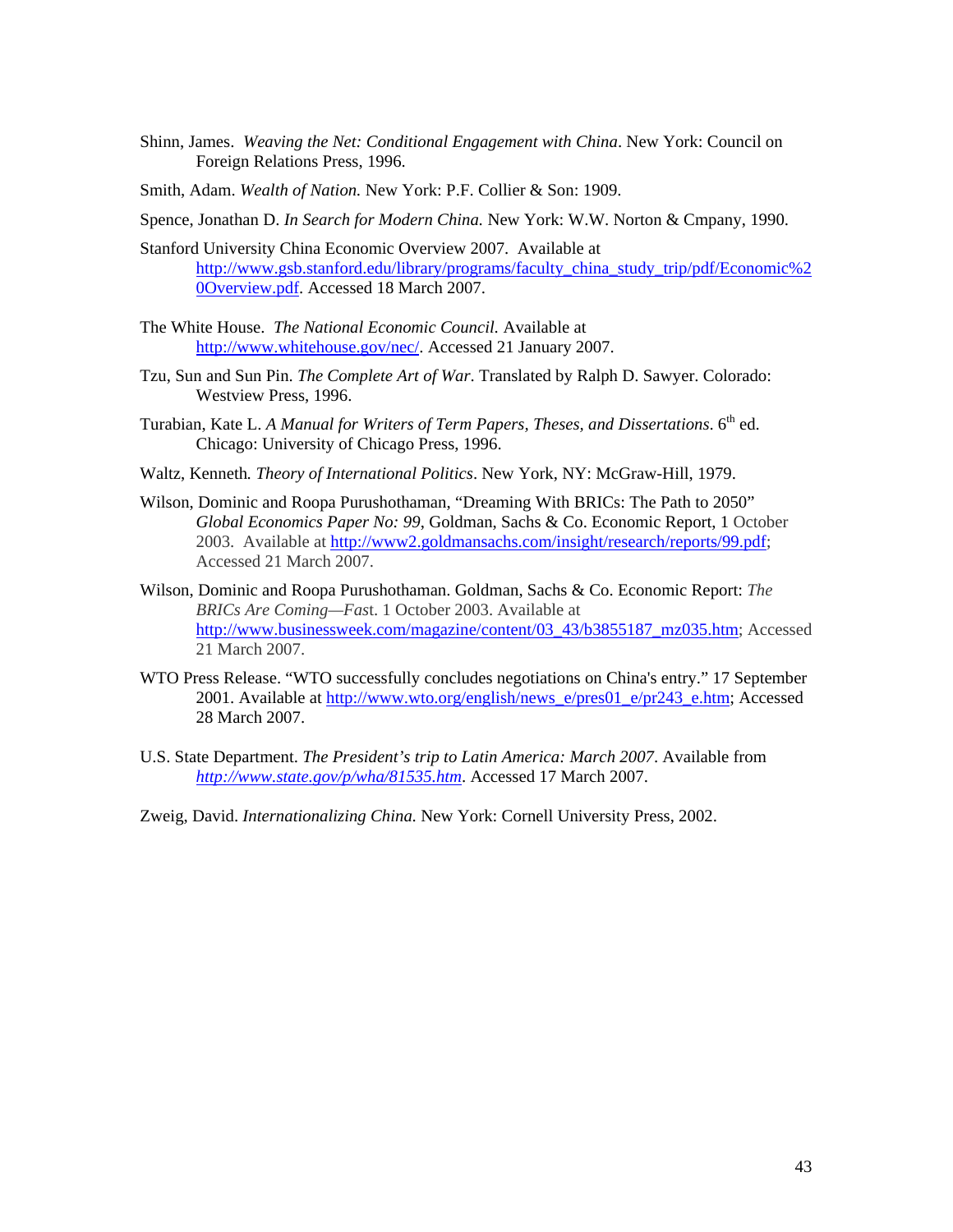Shinn, James. *Weaving the Net: Conditional Engagement with China*. New York: Council on Foreign Relations Press, 1996.

Smith, Adam. *Wealth of Nation.* New York: P.F. Collier & Son: 1909.

Spence, Jonathan D. *In Search for Modern China.* New York: W.W. Norton & Cmpany, 1990.

Stanford University China Economic Overview 2007. Available at http://www.gsb.stanford.edu/library/programs/faculty_china_study_trip/pdf/Economic%20Overview.pdf. Accessed 18 March 2007.

The White House. *The National Economic Council.* Available at http://www.whitehouse.gov/nec/. Accessed 21 January 2007.

Tzu, Sun and Sun Pin. *The Complete Art of War*. Translated by Ralph D. Sawyer. Colorado: Westview Press, 1996.

Turabian, Kate L. *A Manual for Writers of Term Papers, Theses, and Dissertations*. 6th ed. Chicago: University of Chicago Press, 1996.

Waltz, Kenneth*.* *Theory of International Politics*. New York, NY: McGraw-Hill, 1979.

Wilson, Dominic and Roopa Purushothaman, "Dreaming With BRICs: The Path to 2050" *Global Economics Paper No: 99*, Goldman, Sachs & Co. Economic Report, 1 October 2003. Available at http://www2.goldmansachs.com/insight/research/reports/99.pdf; Accessed 21 March 2007.

Wilson, Dominic and Roopa Purushothaman. Goldman, Sachs & Co. Economic Report: *The BRICs Are Coming—Fas*t. 1 October 2003. Available at http://www.businessweek.com/magazine/content/03_43/b3855187_mz035.htm; Accessed 21 March 2007.

WTO Press Release. "WTO successfully concludes negotiations on China's entry." 17 September 2001. Available at http://www.wto.org/english/news_e/pres01_e/pr243_e.htm; Accessed 28 March 2007.

U.S. State Department. *The President's trip to Latin America: March 2007*. Available from *http://www.state.gov/p/wha/81535.htm*. Accessed 17 March 2007.

Zweig, David. *Internationalizing China.* New York: Cornell University Press, 2002.